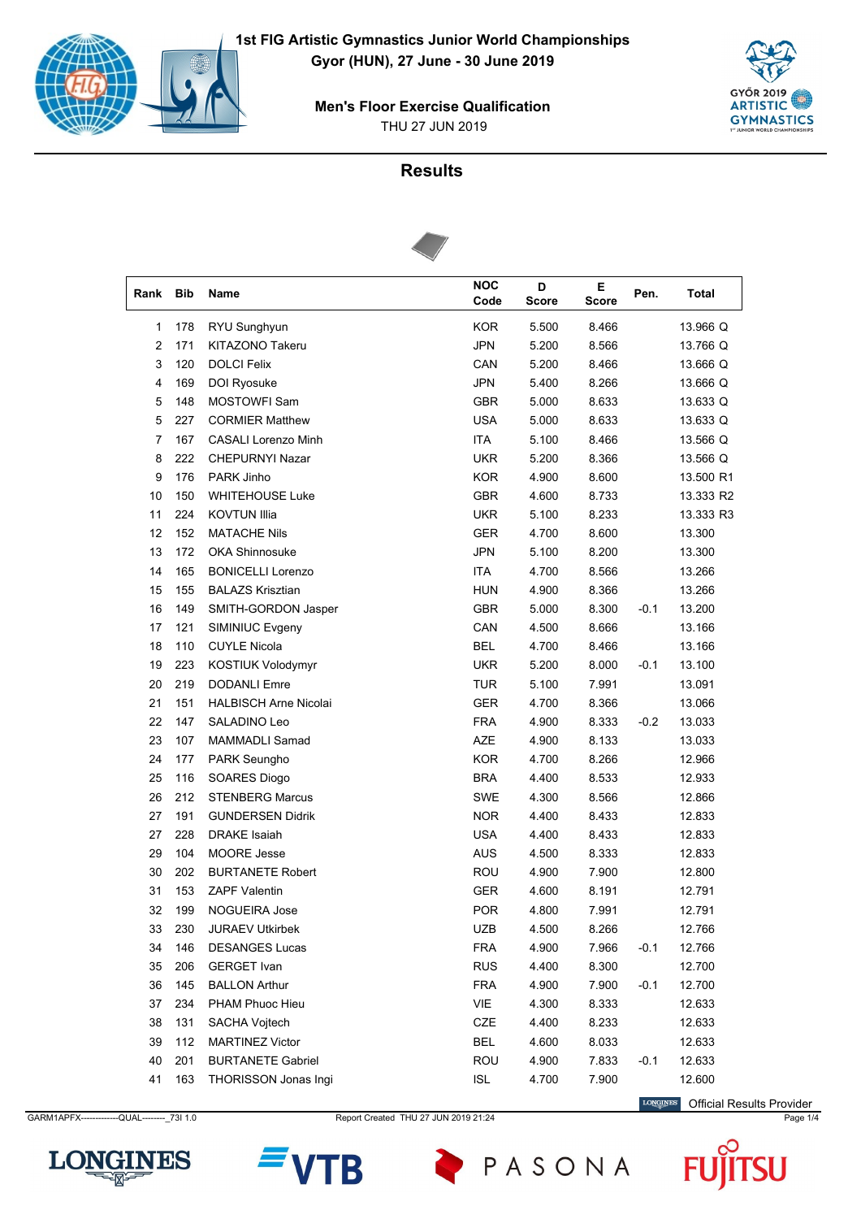# 1st FIG Artistic Gymnastics Junior World Championships

**Gyor (HUN), 27 June - 30 June 2019**

## Men's Floor Exercise Qualification

THU 27 JUN 2019

## Results

| Rank | Bib | Name | NOC Code | D Score | E Score | Pen. | Total |
|---|---|---|---|---|---|---|---|
| 1 | 178 | RYU Sunghyun | KOR | 5.500 | 8.466 | | 13.966 Q |
| 2 | 171 | KITAZONO Takeru | JPN | 5.200 | 8.566 | | 13.766 Q |
| 3 | 120 | DOLCI Felix | CAN | 5.200 | 8.466 | | 13.666 Q |
| 4 | 169 | DOI Ryosuke | JPN | 5.400 | 8.266 | | 13.666 Q |
| 5 | 148 | MOSTOWFI Sam | GBR | 5.000 | 8.633 | | 13.633 Q |
| 5 | 227 | CORMIER Matthew | USA | 5.000 | 8.633 | | 13.633 Q |
| 7 | 167 | CASALI Lorenzo Minh | ITA | 5.100 | 8.466 | | 13.566 Q |
| 8 | 222 | CHEPURNYI Nazar | UKR | 5.200 | 8.366 | | 13.566 Q |
| 9 | 176 | PARK Jinho | KOR | 4.900 | 8.600 | | 13.500 R1 |
| 10 | 150 | WHITEHOUSE Luke | GBR | 4.600 | 8.733 | | 13.333 R2 |
| 11 | 224 | KOVTUN Illia | UKR | 5.100 | 8.233 | | 13.333 R3 |
| 12 | 152 | MATACHE Nils | GER | 4.700 | 8.600 | | 13.300 |
| 13 | 172 | OKA Shinnosuke | JPN | 5.100 | 8.200 | | 13.300 |
| 14 | 165 | BONICELLI Lorenzo | ITA | 4.700 | 8.566 | | 13.266 |
| 15 | 155 | BALAZS Krisztian | HUN | 4.900 | 8.366 | | 13.266 |
| 16 | 149 | SMITH-GORDON Jasper | GBR | 5.000 | 8.300 | -0.1 | 13.200 |
| 17 | 121 | SIMINIUC Evgeny | CAN | 4.500 | 8.666 | | 13.166 |
| 18 | 110 | CUYLE Nicola | BEL | 4.700 | 8.466 | | 13.166 |
| 19 | 223 | KOSTIUK Volodymyr | UKR | 5.200 | 8.000 | -0.1 | 13.100 |
| 20 | 219 | DODANLI Emre | TUR | 5.100 | 7.991 | | 13.091 |
| 21 | 151 | HALBISCH Arne Nicolai | GER | 4.700 | 8.366 | | 13.066 |
| 22 | 147 | SALADINO Leo | FRA | 4.900 | 8.333 | -0.2 | 13.033 |
| 23 | 107 | MAMMADLI Samad | AZE | 4.900 | 8.133 | | 13.033 |
| 24 | 177 | PARK Seungho | KOR | 4.700 | 8.266 | | 12.966 |
| 25 | 116 | SOARES Diogo | BRA | 4.400 | 8.533 | | 12.933 |
| 26 | 212 | STENBERG Marcus | SWE | 4.300 | 8.566 | | 12.866 |
| 27 | 191 | GUNDERSEN Didrik | NOR | 4.400 | 8.433 | | 12.833 |
| 27 | 228 | DRAKE Isaiah | USA | 4.400 | 8.433 | | 12.833 |
| 29 | 104 | MOORE Jesse | AUS | 4.500 | 8.333 | | 12.833 |
| 30 | 202 | BURTANETE Robert | ROU | 4.900 | 7.900 | | 12.800 |
| 31 | 153 | ZAPF Valentin | GER | 4.600 | 8.191 | | 12.791 |
| 32 | 199 | NOGUEIRA Jose | POR | 4.800 | 7.991 | | 12.791 |
| 33 | 230 | JURAEV Utkirbek | UZB | 4.500 | 8.266 | | 12.766 |
| 34 | 146 | DESANGES Lucas | FRA | 4.900 | 7.966 | -0.1 | 12.766 |
| 35 | 206 | GERGET Ivan | RUS | 4.400 | 8.300 | | 12.700 |
| 36 | 145 | BALLON Arthur | FRA | 4.900 | 7.900 | -0.1 | 12.700 |
| 37 | 234 | PHAM Phuoc Hieu | VIE | 4.300 | 8.333 | | 12.633 |
| 38 | 131 | SACHA Vojtech | CZE | 4.400 | 8.233 | | 12.633 |
| 39 | 112 | MARTINEZ Victor | BEL | 4.600 | 8.033 | | 12.633 |
| 40 | 201 | BURTANETE Gabriel | ROU | 4.900 | 7.833 | -0.1 | 12.633 |
| 41 | 163 | THORISSON Jonas Ingi | ISL | 4.700 | 7.900 | | 12.600 |

Official Results Provider

GARM1APFX------------QUAL--------_73I 1.0 Report Created THU 27 JUN 2019 21:24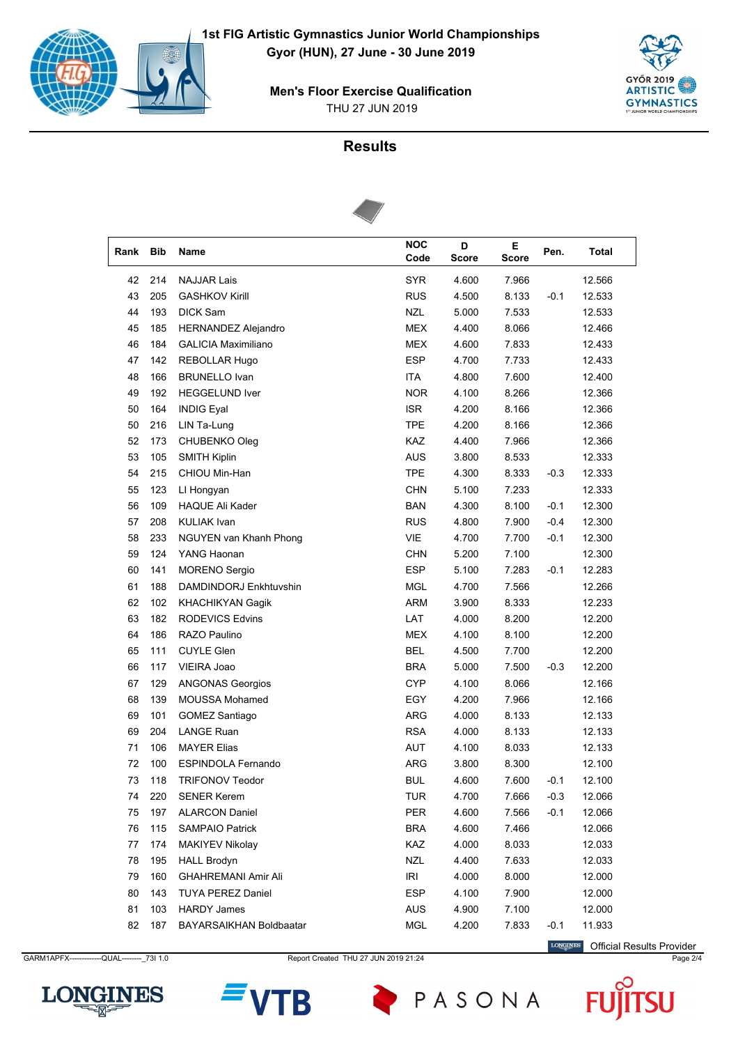# 1st FIG Artistic Gymnastics Junior World Championships

**Gyor (HUN), 27 June - 30 June 2019**

**Men's Floor Exercise Qualification**

THU 27 JUN 2019

## Results

| Rank | Bib | Name | NOC Code | D Score | E Score | Pen. | Total |
|---|---|---|---|---|---|---|---|
| 42 | 214 | NAJJAR Lais | SYR | 4.600 | 7.966 | | 12.566 |
| 43 | 205 | GASHKOV Kirill | RUS | 4.500 | 8.133 | -0.1 | 12.533 |
| 44 | 193 | DICK Sam | NZL | 5.000 | 7.533 | | 12.533 |
| 45 | 185 | HERNANDEZ Alejandro | MEX | 4.400 | 8.066 | | 12.466 |
| 46 | 184 | GALICIA Maximiliano | MEX | 4.600 | 7.833 | | 12.433 |
| 47 | 142 | REBOLLAR Hugo | ESP | 4.700 | 7.733 | | 12.433 |
| 48 | 166 | BRUNELLO Ivan | ITA | 4.800 | 7.600 | | 12.400 |
| 49 | 192 | HEGGELUND Iver | NOR | 4.100 | 8.266 | | 12.366 |
| 50 | 164 | INDIG Eyal | ISR | 4.200 | 8.166 | | 12.366 |
| 50 | 216 | LIN Ta-Lung | TPE | 4.200 | 8.166 | | 12.366 |
| 52 | 173 | CHUBENKO Oleg | KAZ | 4.400 | 7.966 | | 12.366 |
| 53 | 105 | SMITH Kiplin | AUS | 3.800 | 8.533 | | 12.333 |
| 54 | 215 | CHIOU Min-Han | TPE | 4.300 | 8.333 | -0.3 | 12.333 |
| 55 | 123 | LI Hongyan | CHN | 5.100 | 7.233 | | 12.333 |
| 56 | 109 | HAQUE Ali Kader | BAN | 4.300 | 8.100 | -0.1 | 12.300 |
| 57 | 208 | KULIAK Ivan | RUS | 4.800 | 7.900 | -0.4 | 12.300 |
| 58 | 233 | NGUYEN van Khanh Phong | VIE | 4.700 | 7.700 | -0.1 | 12.300 |
| 59 | 124 | YANG Haonan | CHN | 5.200 | 7.100 | | 12.300 |
| 60 | 141 | MORENO Sergio | ESP | 5.100 | 7.283 | -0.1 | 12.283 |
| 61 | 188 | DAMDINDORJ Enkhtuvshin | MGL | 4.700 | 7.566 | | 12.266 |
| 62 | 102 | KHACHIKYAN Gagik | ARM | 3.900 | 8.333 | | 12.233 |
| 63 | 182 | RODEVICS Edvins | LAT | 4.000 | 8.200 | | 12.200 |
| 64 | 186 | RAZO Paulino | MEX | 4.100 | 8.100 | | 12.200 |
| 65 | 111 | CUYLE Glen | BEL | 4.500 | 7.700 | | 12.200 |
| 66 | 117 | VIEIRA Joao | BRA | 5.000 | 7.500 | -0.3 | 12.200 |
| 67 | 129 | ANGONAS Georgios | CYP | 4.100 | 8.066 | | 12.166 |
| 68 | 139 | MOUSSA Mohamed | EGY | 4.200 | 7.966 | | 12.166 |
| 69 | 101 | GOMEZ Santiago | ARG | 4.000 | 8.133 | | 12.133 |
| 69 | 204 | LANGE Ruan | RSA | 4.000 | 8.133 | | 12.133 |
| 71 | 106 | MAYER Elias | AUT | 4.100 | 8.033 | | 12.133 |
| 72 | 100 | ESPINDOLA Fernando | ARG | 3.800 | 8.300 | | 12.100 |
| 73 | 118 | TRIFONOV Teodor | BUL | 4.600 | 7.600 | -0.1 | 12.100 |
| 74 | 220 | SENER Kerem | TUR | 4.700 | 7.666 | -0.3 | 12.066 |
| 75 | 197 | ALARCON Daniel | PER | 4.600 | 7.566 | -0.1 | 12.066 |
| 76 | 115 | SAMPAIO Patrick | BRA | 4.600 | 7.466 | | 12.066 |
| 77 | 174 | MAKIYEV Nikolay | KAZ | 4.000 | 8.033 | | 12.033 |
| 78 | 195 | HALL Brodyn | NZL | 4.400 | 7.633 | | 12.033 |
| 79 | 160 | GHAHREMANI Amir Ali | IRI | 4.000 | 8.000 | | 12.000 |
| 80 | 143 | TUYA PEREZ Daniel | ESP | 4.100 | 7.900 | | 12.000 |
| 81 | 103 | HARDY James | AUS | 4.900 | 7.100 | | 12.000 |
| 82 | 187 | BAYARSAIKHAN Boldbaatar | MGL | 4.200 | 7.833 | -0.1 | 11.933 |

Official Results Provider

GARM1APFX------------QUAL--------_73I 1.0 Report Created THU 27 JUN 2019 21:24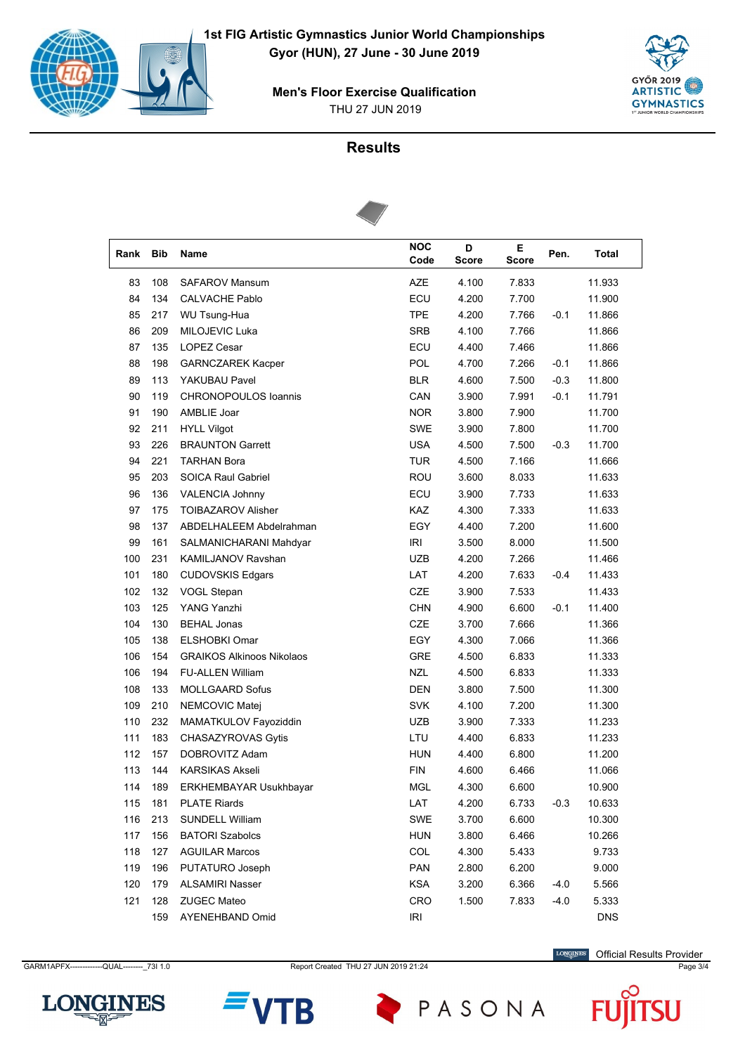# 1st FIG Artistic Gymnastics Junior World Championships

**Gyor (HUN), 27 June - 30 June 2019**

**Men's Floor Exercise Qualification**

THU 27 JUN 2019

## Results

| Rank | Bib | Name | NOC Code | D Score | E Score | Pen. | Total |
|---|---|---|---|---|---|---|---|
| 83 | 108 | SAFAROV Mansum | AZE | 4.100 | 7.833 | | 11.933 |
| 84 | 134 | CALVACHE Pablo | ECU | 4.200 | 7.700 | | 11.900 |
| 85 | 217 | WU Tsung-Hua | TPE | 4.200 | 7.766 | -0.1 | 11.866 |
| 86 | 209 | MILOJEVIC Luka | SRB | 4.100 | 7.766 | | 11.866 |
| 87 | 135 | LOPEZ Cesar | ECU | 4.400 | 7.466 | | 11.866 |
| 88 | 198 | GARNCZAREK Kacper | POL | 4.700 | 7.266 | -0.1 | 11.866 |
| 89 | 113 | YAKUBAU Pavel | BLR | 4.600 | 7.500 | -0.3 | 11.800 |
| 90 | 119 | CHRONOPOULOS Ioannis | CAN | 3.900 | 7.991 | -0.1 | 11.791 |
| 91 | 190 | AMBLIE Joar | NOR | 3.800 | 7.900 | | 11.700 |
| 92 | 211 | HYLL Vilgot | SWE | 3.900 | 7.800 | | 11.700 |
| 93 | 226 | BRAUNTON Garrett | USA | 4.500 | 7.500 | -0.3 | 11.700 |
| 94 | 221 | TARHAN Bora | TUR | 4.500 | 7.166 | | 11.666 |
| 95 | 203 | SOICA Raul Gabriel | ROU | 3.600 | 8.033 | | 11.633 |
| 96 | 136 | VALENCIA Johnny | ECU | 3.900 | 7.733 | | 11.633 |
| 97 | 175 | TOIBAZAROV Alisher | KAZ | 4.300 | 7.333 | | 11.633 |
| 98 | 137 | ABDELHALEEM Abdelrahman | EGY | 4.400 | 7.200 | | 11.600 |
| 99 | 161 | SALMANICHARANI Mahdyar | IRI | 3.500 | 8.000 | | 11.500 |
| 100 | 231 | KAMILJANOV Ravshan | UZB | 4.200 | 7.266 | | 11.466 |
| 101 | 180 | CUDOVSKIS Edgars | LAT | 4.200 | 7.633 | -0.4 | 11.433 |
| 102 | 132 | VOGL Stepan | CZE | 3.900 | 7.533 | | 11.433 |
| 103 | 125 | YANG Yanzhi | CHN | 4.900 | 6.600 | -0.1 | 11.400 |
| 104 | 130 | BEHAL Jonas | CZE | 3.700 | 7.666 | | 11.366 |
| 105 | 138 | ELSHOBKI Omar | EGY | 4.300 | 7.066 | | 11.366 |
| 106 | 154 | GRAIKOS Alkinoos Nikolaos | GRE | 4.500 | 6.833 | | 11.333 |
| 106 | 194 | FU-ALLEN William | NZL | 4.500 | 6.833 | | 11.333 |
| 108 | 133 | MOLLGAARD Sofus | DEN | 3.800 | 7.500 | | 11.300 |
| 109 | 210 | NEMCOVIC Matej | SVK | 4.100 | 7.200 | | 11.300 |
| 110 | 232 | MAMATKULOV Fayoziddin | UZB | 3.900 | 7.333 | | 11.233 |
| 111 | 183 | CHASAZYROVAS Gytis | LTU | 4.400 | 6.833 | | 11.233 |
| 112 | 157 | DOBROVITZ Adam | HUN | 4.400 | 6.800 | | 11.200 |
| 113 | 144 | KARSIKAS Akseli | FIN | 4.600 | 6.466 | | 11.066 |
| 114 | 189 | ERKHEMBAYAR Usukhbayar | MGL | 4.300 | 6.600 | | 10.900 |
| 115 | 181 | PLATE Riards | LAT | 4.200 | 6.733 | -0.3 | 10.633 |
| 116 | 213 | SUNDELL William | SWE | 3.700 | 6.600 | | 10.300 |
| 117 | 156 | BATORI Szabolcs | HUN | 3.800 | 6.466 | | 10.266 |
| 118 | 127 | AGUILAR Marcos | COL | 4.300 | 5.433 | | 9.733 |
| 119 | 196 | PUTATURO Joseph | PAN | 2.800 | 6.200 | | 9.000 |
| 120 | 179 | ALSAMIRI Nasser | KSA | 3.200 | 6.366 | -4.0 | 5.566 |
| 121 | 128 | ZUGEC Mateo | CRO | 1.500 | 7.833 | -4.0 | 5.333 |
| | 159 | AYENEHBAND Omid | IRI | | | | DNS |

GARM1APFX-------------QUAL--------_73I 1.0 Report Created THU 27 JUN 2019 21:24

Official Results Provider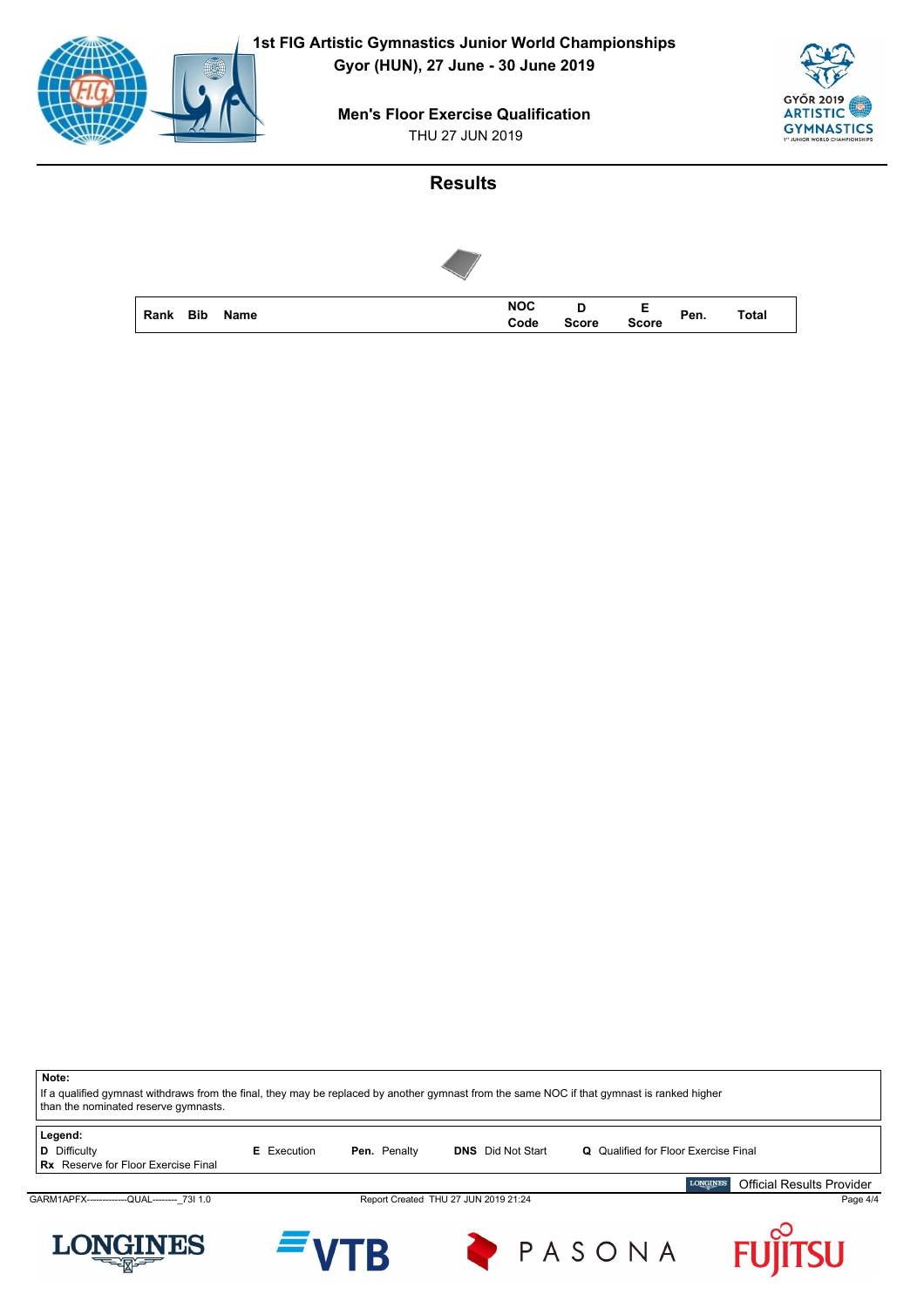# 1st FIG Artistic Gymnastics Junior World Championships

**Gyor (HUN), 27 June - 30 June 2019**

**Men's Floor Exercise Qualification**

THU 27 JUN 2019

## Results

| Rank | Bib | Name | NOC Code | D Score | E Score | Pen. | Total |
|---|---|---|---|---|---|---|---|

**Note:**
If a qualified gymnast withdraws from the final, they may be replaced by another gymnast from the same NOC if that gymnast is ranked higher than the nominated reserve gymnasts.

**Legend:**
**D** Difficulty
**E** Execution
**Pen.** Penalty
**DNS** Did Not Start
**Q** Qualified for Floor Exercise Final
**Rx** Reserve for Floor Exercise Final

Official Results Provider

GARM1APFX-------------QUAL--------_73I 1.0 Report Created THU 27 JUN 2019 21:24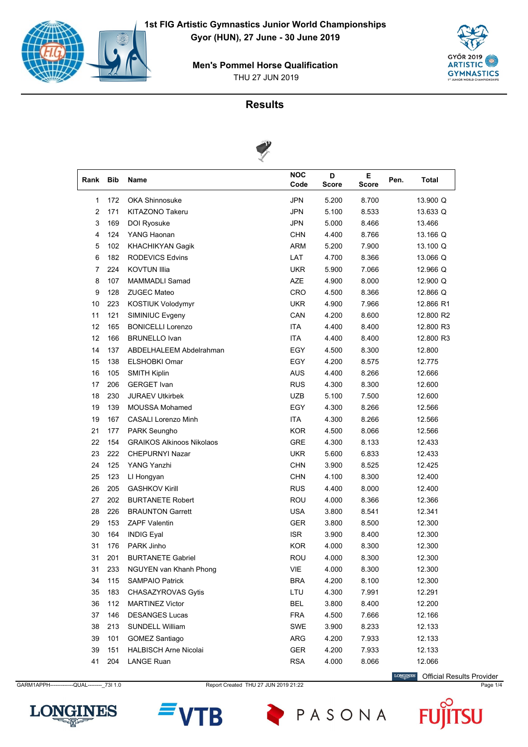**1st FIG Artistic Gymnastics Junior World Championships**
**Gyor (HUN), 27 June - 30 June 2019**

**Men's Pommel Horse Qualification**
THU 27 JUN 2019

## Results

| Rank | Bib | Name | NOC Code | D Score | E Score | Pen. | Total |
|---|---|---|---|---|---|---|---|
| 1 | 172 | OKA Shinnosuke | JPN | 5.200 | 8.700 | | 13.900 Q |
| 2 | 171 | KITAZONO Takeru | JPN | 5.100 | 8.533 | | 13.633 Q |
| 3 | 169 | DOI Ryosuke | JPN | 5.000 | 8.466 | | 13.466 |
| 4 | 124 | YANG Haonan | CHN | 4.400 | 8.766 | | 13.166 Q |
| 5 | 102 | KHACHIKYAN Gagik | ARM | 5.200 | 7.900 | | 13.100 Q |
| 6 | 182 | RODEVICS Edvins | LAT | 4.700 | 8.366 | | 13.066 Q |
| 7 | 224 | KOVTUN Illia | UKR | 5.900 | 7.066 | | 12.966 Q |
| 8 | 107 | MAMMADLI Samad | AZE | 4.900 | 8.000 | | 12.900 Q |
| 9 | 128 | ZUGEC Mateo | CRO | 4.500 | 8.366 | | 12.866 Q |
| 10 | 223 | KOSTIUK Volodymyr | UKR | 4.900 | 7.966 | | 12.866 R1 |
| 11 | 121 | SIMINIUC Evgeny | CAN | 4.200 | 8.600 | | 12.800 R2 |
| 12 | 165 | BONICELLI Lorenzo | ITA | 4.400 | 8.400 | | 12.800 R3 |
| 12 | 166 | BRUNELLO Ivan | ITA | 4.400 | 8.400 | | 12.800 R3 |
| 14 | 137 | ABDELHALEEM Abdelrahman | EGY | 4.500 | 8.300 | | 12.800 |
| 15 | 138 | ELSHOBKI Omar | EGY | 4.200 | 8.575 | | 12.775 |
| 16 | 105 | SMITH Kiplin | AUS | 4.400 | 8.266 | | 12.666 |
| 17 | 206 | GERGET Ivan | RUS | 4.300 | 8.300 | | 12.600 |
| 18 | 230 | JURAEV Utkirbek | UZB | 5.100 | 7.500 | | 12.600 |
| 19 | 139 | MOUSSA Mohamed | EGY | 4.300 | 8.266 | | 12.566 |
| 19 | 167 | CASALI Lorenzo Minh | ITA | 4.300 | 8.266 | | 12.566 |
| 21 | 177 | PARK Seungho | KOR | 4.500 | 8.066 | | 12.566 |
| 22 | 154 | GRAIKOS Alkinoos Nikolaos | GRE | 4.300 | 8.133 | | 12.433 |
| 23 | 222 | CHEPURNYI Nazar | UKR | 5.600 | 6.833 | | 12.433 |
| 24 | 125 | YANG Yanzhi | CHN | 3.900 | 8.525 | | 12.425 |
| 25 | 123 | LI Hongyan | CHN | 4.100 | 8.300 | | 12.400 |
| 26 | 205 | GASHKOV Kirill | RUS | 4.400 | 8.000 | | 12.400 |
| 27 | 202 | BURTANETE Robert | ROU | 4.000 | 8.366 | | 12.366 |
| 28 | 226 | BRAUNTON Garrett | USA | 3.800 | 8.541 | | 12.341 |
| 29 | 153 | ZAPF Valentin | GER | 3.800 | 8.500 | | 12.300 |
| 30 | 164 | INDIG Eyal | ISR | 3.900 | 8.400 | | 12.300 |
| 31 | 176 | PARK Jinho | KOR | 4.000 | 8.300 | | 12.300 |
| 31 | 201 | BURTANETE Gabriel | ROU | 4.000 | 8.300 | | 12.300 |
| 31 | 233 | NGUYEN van Khanh Phong | VIE | 4.000 | 8.300 | | 12.300 |
| 34 | 115 | SAMPAIO Patrick | BRA | 4.200 | 8.100 | | 12.300 |
| 35 | 183 | CHASAZYROVAS Gytis | LTU | 4.300 | 7.991 | | 12.291 |
| 36 | 112 | MARTINEZ Victor | BEL | 3.800 | 8.400 | | 12.200 |
| 37 | 146 | DESANGES Lucas | FRA | 4.500 | 7.666 | | 12.166 |
| 38 | 213 | SUNDELL William | SWE | 3.900 | 8.233 | | 12.133 |
| 39 | 101 | GOMEZ Santiago | ARG | 4.200 | 7.933 | | 12.133 |
| 39 | 151 | HALBISCH Arne Nicolai | GER | 4.200 | 7.933 | | 12.133 |
| 41 | 204 | LANGE Ruan | RSA | 4.000 | 8.066 | | 12.066 |

Official Results Provider

GARM1APPH-------------QUAL--------_73I 1.0 Report Created THU 27 JUN 2019 21:22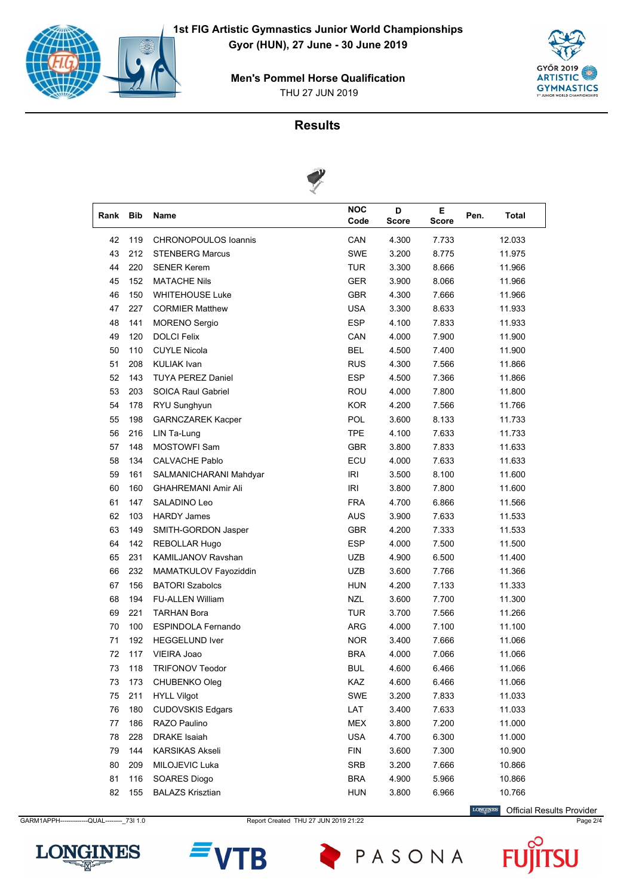# 1st FIG Artistic Gymnastics Junior World Championships

**Gyor (HUN), 27 June - 30 June 2019**

## Men's Pommel Horse Qualification

THU 27 JUN 2019

## Results

| Rank | Bib | Name | NOC Code | D Score | E Score | Pen. | Total |
|---|---|---|---|---|---|---|---|
| 42 | 119 | CHRONOPOULOS Ioannis | CAN | 4.300 | 7.733 | | 12.033 |
| 43 | 212 | STENBERG Marcus | SWE | 3.200 | 8.775 | | 11.975 |
| 44 | 220 | SENER Kerem | TUR | 3.300 | 8.666 | | 11.966 |
| 45 | 152 | MATACHE Nils | GER | 3.900 | 8.066 | | 11.966 |
| 46 | 150 | WHITEHOUSE Luke | GBR | 4.300 | 7.666 | | 11.966 |
| 47 | 227 | CORMIER Matthew | USA | 3.300 | 8.633 | | 11.933 |
| 48 | 141 | MORENO Sergio | ESP | 4.100 | 7.833 | | 11.933 |
| 49 | 120 | DOLCI Felix | CAN | 4.000 | 7.900 | | 11.900 |
| 50 | 110 | CUYLE Nicola | BEL | 4.500 | 7.400 | | 11.900 |
| 51 | 208 | KULIAK Ivan | RUS | 4.300 | 7.566 | | 11.866 |
| 52 | 143 | TUYA PEREZ Daniel | ESP | 4.500 | 7.366 | | 11.866 |
| 53 | 203 | SOICA Raul Gabriel | ROU | 4.000 | 7.800 | | 11.800 |
| 54 | 178 | RYU Sunghyun | KOR | 4.200 | 7.566 | | 11.766 |
| 55 | 198 | GARNCZAREK Kacper | POL | 3.600 | 8.133 | | 11.733 |
| 56 | 216 | LIN Ta-Lung | TPE | 4.100 | 7.633 | | 11.733 |
| 57 | 148 | MOSTOWFI Sam | GBR | 3.800 | 7.833 | | 11.633 |
| 58 | 134 | CALVACHE Pablo | ECU | 4.000 | 7.633 | | 11.633 |
| 59 | 161 | SALMANICHARANI Mahdyar | IRI | 3.500 | 8.100 | | 11.600 |
| 60 | 160 | GHAHREMANI Amir Ali | IRI | 3.800 | 7.800 | | 11.600 |
| 61 | 147 | SALADINO Leo | FRA | 4.700 | 6.866 | | 11.566 |
| 62 | 103 | HARDY James | AUS | 3.900 | 7.633 | | 11.533 |
| 63 | 149 | SMITH-GORDON Jasper | GBR | 4.200 | 7.333 | | 11.533 |
| 64 | 142 | REBOLLAR Hugo | ESP | 4.000 | 7.500 | | 11.500 |
| 65 | 231 | KAMILJANOV Ravshan | UZB | 4.900 | 6.500 | | 11.400 |
| 66 | 232 | MAMATKULOV Fayoziddin | UZB | 3.600 | 7.766 | | 11.366 |
| 67 | 156 | BATORI Szabolcs | HUN | 4.200 | 7.133 | | 11.333 |
| 68 | 194 | FU-ALLEN William | NZL | 3.600 | 7.700 | | 11.300 |
| 69 | 221 | TARHAN Bora | TUR | 3.700 | 7.566 | | 11.266 |
| 70 | 100 | ESPINDOLA Fernando | ARG | 4.000 | 7.100 | | 11.100 |
| 71 | 192 | HEGGELUND Iver | NOR | 3.400 | 7.666 | | 11.066 |
| 72 | 117 | VIEIRA Joao | BRA | 4.000 | 7.066 | | 11.066 |
| 73 | 118 | TRIFONOV Teodor | BUL | 4.600 | 6.466 | | 11.066 |
| 73 | 173 | CHUBENKO Oleg | KAZ | 4.600 | 6.466 | | 11.066 |
| 75 | 211 | HYLL Vilgot | SWE | 3.200 | 7.833 | | 11.033 |
| 76 | 180 | CUDOVSKIS Edgars | LAT | 3.400 | 7.633 | | 11.033 |
| 77 | 186 | RAZO Paulino | MEX | 3.800 | 7.200 | | 11.000 |
| 78 | 228 | DRAKE Isaiah | USA | 4.700 | 6.300 | | 11.000 |
| 79 | 144 | KARSIKAS Akseli | FIN | 3.600 | 7.300 | | 10.900 |
| 80 | 209 | MILOJEVIC Luka | SRB | 3.200 | 7.666 | | 10.866 |
| 81 | 116 | SOARES Diogo | BRA | 4.900 | 5.966 | | 10.866 |
| 82 | 155 | BALAZS Krisztian | HUN | 3.800 | 6.966 | | 10.766 |

Official Results Provider

GARM1APPH-------------QUAL--------_73I 1.0 Report Created THU 27 JUN 2019 21:22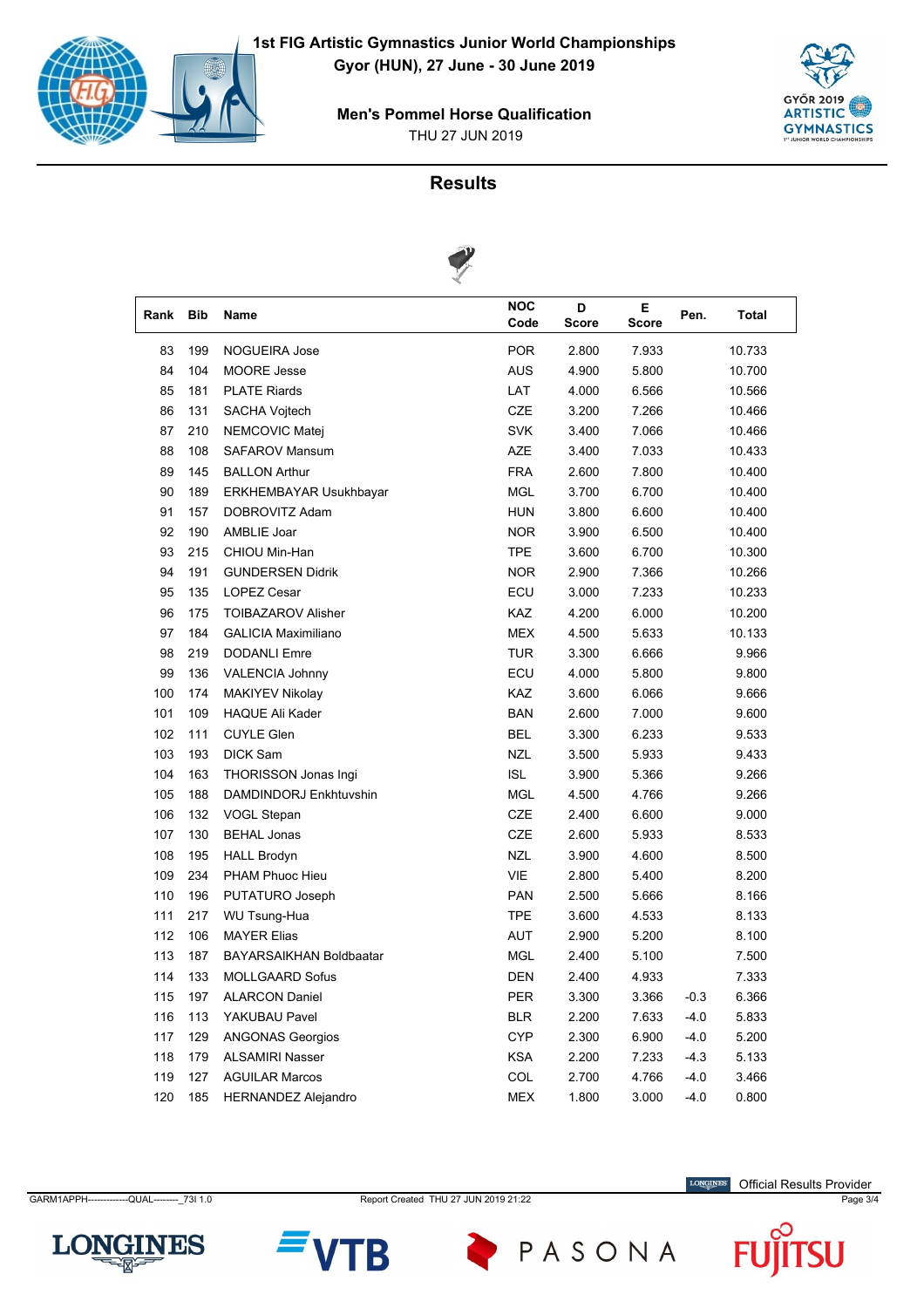# 1st FIG Artistic Gymnastics Junior World Championships

**Gyor (HUN), 27 June - 30 June 2019**

## Men's Pommel Horse Qualification

THU 27 JUN 2019

### Results

| Rank | Bib | Name | NOC Code | D Score | E Score | Pen. | Total |
|---|---|---|---|---|---|---|---|
| 83 | 199 | NOGUEIRA Jose | POR | 2.800 | 7.933 | | 10.733 |
| 84 | 104 | MOORE Jesse | AUS | 4.900 | 5.800 | | 10.700 |
| 85 | 181 | PLATE Riards | LAT | 4.000 | 6.566 | | 10.566 |
| 86 | 131 | SACHA Vojtech | CZE | 3.200 | 7.266 | | 10.466 |
| 87 | 210 | NEMCOVIC Matej | SVK | 3.400 | 7.066 | | 10.466 |
| 88 | 108 | SAFAROV Mansum | AZE | 3.400 | 7.033 | | 10.433 |
| 89 | 145 | BALLON Arthur | FRA | 2.600 | 7.800 | | 10.400 |
| 90 | 189 | ERKHEMBAYAR Usukhbayar | MGL | 3.700 | 6.700 | | 10.400 |
| 91 | 157 | DOBROVITZ Adam | HUN | 3.800 | 6.600 | | 10.400 |
| 92 | 190 | AMBLIE Joar | NOR | 3.900 | 6.500 | | 10.400 |
| 93 | 215 | CHIOU Min-Han | TPE | 3.600 | 6.700 | | 10.300 |
| 94 | 191 | GUNDERSEN Didrik | NOR | 2.900 | 7.366 | | 10.266 |
| 95 | 135 | LOPEZ Cesar | ECU | 3.000 | 7.233 | | 10.233 |
| 96 | 175 | TOIBAZAROV Alisher | KAZ | 4.200 | 6.000 | | 10.200 |
| 97 | 184 | GALICIA Maximiliano | MEX | 4.500 | 5.633 | | 10.133 |
| 98 | 219 | DODANLI Emre | TUR | 3.300 | 6.666 | | 9.966 |
| 99 | 136 | VALENCIA Johnny | ECU | 4.000 | 5.800 | | 9.800 |
| 100 | 174 | MAKIYEV Nikolay | KAZ | 3.600 | 6.066 | | 9.666 |
| 101 | 109 | HAQUE Ali Kader | BAN | 2.600 | 7.000 | | 9.600 |
| 102 | 111 | CUYLE Glen | BEL | 3.300 | 6.233 | | 9.533 |
| 103 | 193 | DICK Sam | NZL | 3.500 | 5.933 | | 9.433 |
| 104 | 163 | THORISSON Jonas Ingi | ISL | 3.900 | 5.366 | | 9.266 |
| 105 | 188 | DAMDINDORJ Enkhtuvshin | MGL | 4.500 | 4.766 | | 9.266 |
| 106 | 132 | VOGL Stepan | CZE | 2.400 | 6.600 | | 9.000 |
| 107 | 130 | BEHAL Jonas | CZE | 2.600 | 5.933 | | 8.533 |
| 108 | 195 | HALL Brodyn | NZL | 3.900 | 4.600 | | 8.500 |
| 109 | 234 | PHAM Phuoc Hieu | VIE | 2.800 | 5.400 | | 8.200 |
| 110 | 196 | PUTATURO Joseph | PAN | 2.500 | 5.666 | | 8.166 |
| 111 | 217 | WU Tsung-Hua | TPE | 3.600 | 4.533 | | 8.133 |
| 112 | 106 | MAYER Elias | AUT | 2.900 | 5.200 | | 8.100 |
| 113 | 187 | BAYARSAIKHAN Boldbaatar | MGL | 2.400 | 5.100 | | 7.500 |
| 114 | 133 | MOLLGAARD Sofus | DEN | 2.400 | 4.933 | | 7.333 |
| 115 | 197 | ALARCON Daniel | PER | 3.300 | 3.366 | -0.3 | 6.366 |
| 116 | 113 | YAKUBAU Pavel | BLR | 2.200 | 7.633 | -4.0 | 5.833 |
| 117 | 129 | ANGONAS Georgios | CYP | 2.300 | 6.900 | -4.0 | 5.200 |
| 118 | 179 | ALSAMIRI Nasser | KSA | 2.200 | 7.233 | -4.3 | 5.133 |
| 119 | 127 | AGUILAR Marcos | COL | 2.700 | 4.766 | -4.0 | 3.466 |
| 120 | 185 | HERNANDEZ Alejandro | MEX | 1.800 | 3.000 | -4.0 | 0.800 |

GARM1APPH--------------QUAL--------_73I 1.0 Report Created THU 27 JUN 2019 21:22

Official Results Provider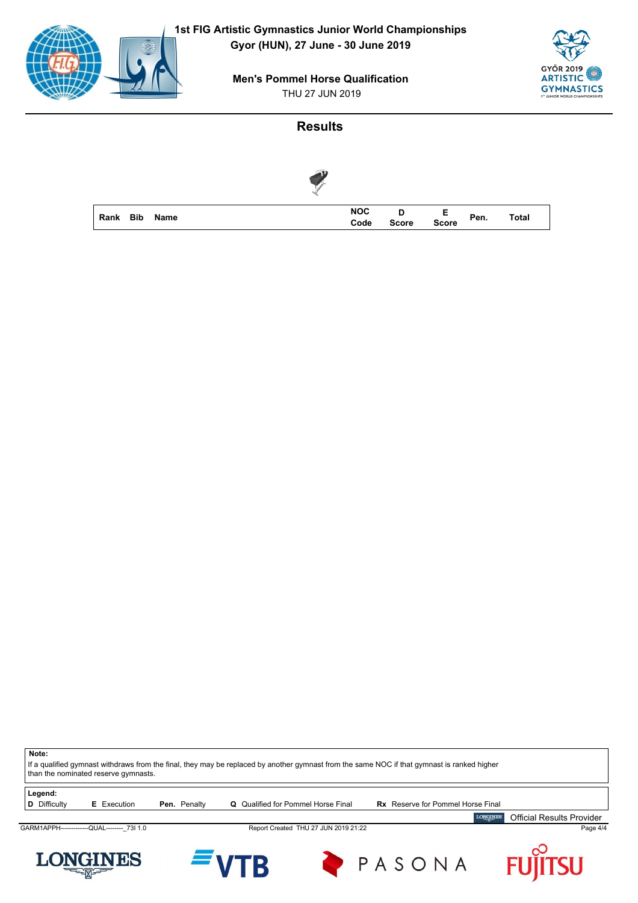# 1st FIG Artistic Gymnastics Junior World Championships

**Gyor (HUN), 27 June - 30 June 2019**

**Men's Pommel Horse Qualification**

THU 27 JUN 2019

## Results

| Rank | Bib | Name | NOC Code | D Score | E Score | Pen. | Total |
|---|---|---|---|---|---|---|---|

**Note:**
If a qualified gymnast withdraws from the final, they may be replaced by another gymnast from the same NOC if that gymnast is ranked higher than the nominated reserve gymnasts.

**Legend:**
**D** Difficulty **E** Execution **Pen.** Penalty **Q** Qualified for Pommel Horse Final **Rx** Reserve for Pommel Horse Final

Official Results Provider

GARM1APPH-------------QUAL--------_73I 1.0 Report Created THU 27 JUN 2019 21:22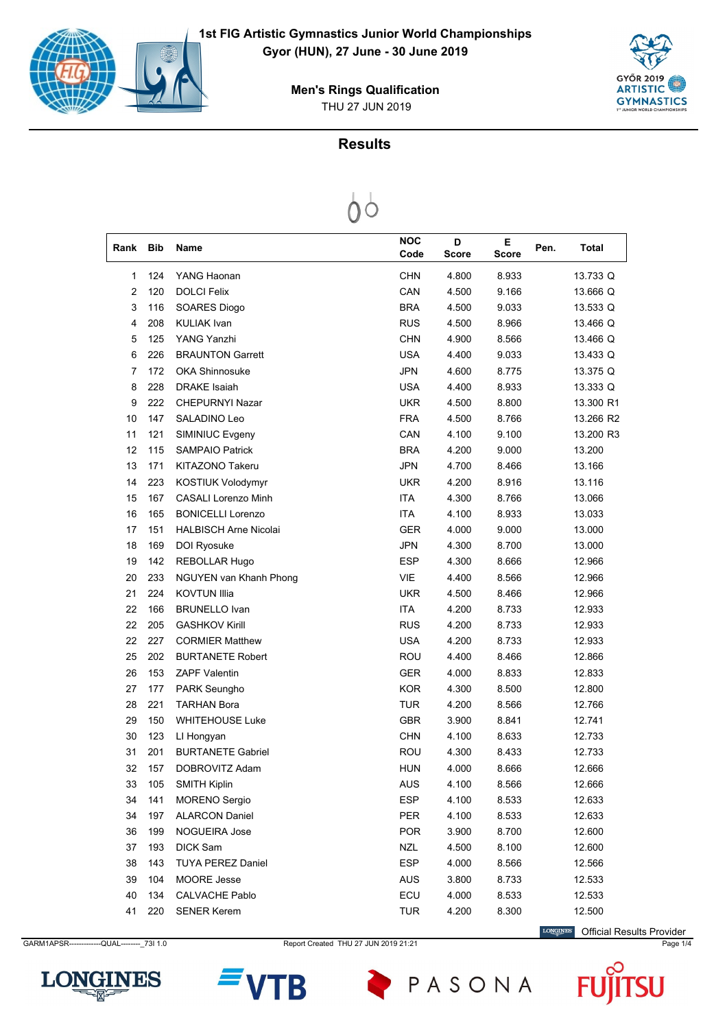# 1st FIG Artistic Gymnastics Junior World Championships

**Gyor (HUN), 27 June - 30 June 2019**

**Men's Rings Qualification**

THU 27 JUN 2019

## Results

| Rank | Bib | Name | NOC Code | D Score | E Score | Pen. | Total |
|---|---|---|---|---|---|---|---|
| 1 | 124 | YANG Haonan | CHN | 4.800 | 8.933 | | 13.733 Q |
| 2 | 120 | DOLCI Felix | CAN | 4.500 | 9.166 | | 13.666 Q |
| 3 | 116 | SOARES Diogo | BRA | 4.500 | 9.033 | | 13.533 Q |
| 4 | 208 | KULIAK Ivan | RUS | 4.500 | 8.966 | | 13.466 Q |
| 5 | 125 | YANG Yanzhi | CHN | 4.900 | 8.566 | | 13.466 Q |
| 6 | 226 | BRAUNTON Garrett | USA | 4.400 | 9.033 | | 13.433 Q |
| 7 | 172 | OKA Shinnosuke | JPN | 4.600 | 8.775 | | 13.375 Q |
| 8 | 228 | DRAKE Isaiah | USA | 4.400 | 8.933 | | 13.333 Q |
| 9 | 222 | CHEPURNYI Nazar | UKR | 4.500 | 8.800 | | 13.300 R1 |
| 10 | 147 | SALADINO Leo | FRA | 4.500 | 8.766 | | 13.266 R2 |
| 11 | 121 | SIMINIUC Evgeny | CAN | 4.100 | 9.100 | | 13.200 R3 |
| 12 | 115 | SAMPAIO Patrick | BRA | 4.200 | 9.000 | | 13.200 |
| 13 | 171 | KITAZONO Takeru | JPN | 4.700 | 8.466 | | 13.166 |
| 14 | 223 | KOSTIUK Volodymyr | UKR | 4.200 | 8.916 | | 13.116 |
| 15 | 167 | CASALI Lorenzo Minh | ITA | 4.300 | 8.766 | | 13.066 |
| 16 | 165 | BONICELLI Lorenzo | ITA | 4.100 | 8.933 | | 13.033 |
| 17 | 151 | HALBISCH Arne Nicolai | GER | 4.000 | 9.000 | | 13.000 |
| 18 | 169 | DOI Ryosuke | JPN | 4.300 | 8.700 | | 13.000 |
| 19 | 142 | REBOLLAR Hugo | ESP | 4.300 | 8.666 | | 12.966 |
| 20 | 233 | NGUYEN van Khanh Phong | VIE | 4.400 | 8.566 | | 12.966 |
| 21 | 224 | KOVTUN Illia | UKR | 4.500 | 8.466 | | 12.966 |
| 22 | 166 | BRUNELLO Ivan | ITA | 4.200 | 8.733 | | 12.933 |
| 22 | 205 | GASHKOV Kirill | RUS | 4.200 | 8.733 | | 12.933 |
| 22 | 227 | CORMIER Matthew | USA | 4.200 | 8.733 | | 12.933 |
| 25 | 202 | BURTANETE Robert | ROU | 4.400 | 8.466 | | 12.866 |
| 26 | 153 | ZAPF Valentin | GER | 4.000 | 8.833 | | 12.833 |
| 27 | 177 | PARK Seungho | KOR | 4.300 | 8.500 | | 12.800 |
| 28 | 221 | TARHAN Bora | TUR | 4.200 | 8.566 | | 12.766 |
| 29 | 150 | WHITEHOUSE Luke | GBR | 3.900 | 8.841 | | 12.741 |
| 30 | 123 | LI Hongyan | CHN | 4.100 | 8.633 | | 12.733 |
| 31 | 201 | BURTANETE Gabriel | ROU | 4.300 | 8.433 | | 12.733 |
| 32 | 157 | DOBROVITZ Adam | HUN | 4.000 | 8.666 | | 12.666 |
| 33 | 105 | SMITH Kiplin | AUS | 4.100 | 8.566 | | 12.666 |
| 34 | 141 | MORENO Sergio | ESP | 4.100 | 8.533 | | 12.633 |
| 34 | 197 | ALARCON Daniel | PER | 4.100 | 8.533 | | 12.633 |
| 36 | 199 | NOGUEIRA Jose | POR | 3.900 | 8.700 | | 12.600 |
| 37 | 193 | DICK Sam | NZL | 4.500 | 8.100 | | 12.600 |
| 38 | 143 | TUYA PEREZ Daniel | ESP | 4.000 | 8.566 | | 12.566 |
| 39 | 104 | MOORE Jesse | AUS | 3.800 | 8.733 | | 12.533 |
| 40 | 134 | CALVACHE Pablo | ECU | 4.000 | 8.533 | | 12.533 |
| 41 | 220 | SENER Kerem | TUR | 4.200 | 8.300 | | 12.500 |

Official Results Provider

GARM1APSR-------------QUAL--------_73I 1.0 Report Created THU 27 JUN 2019 21:21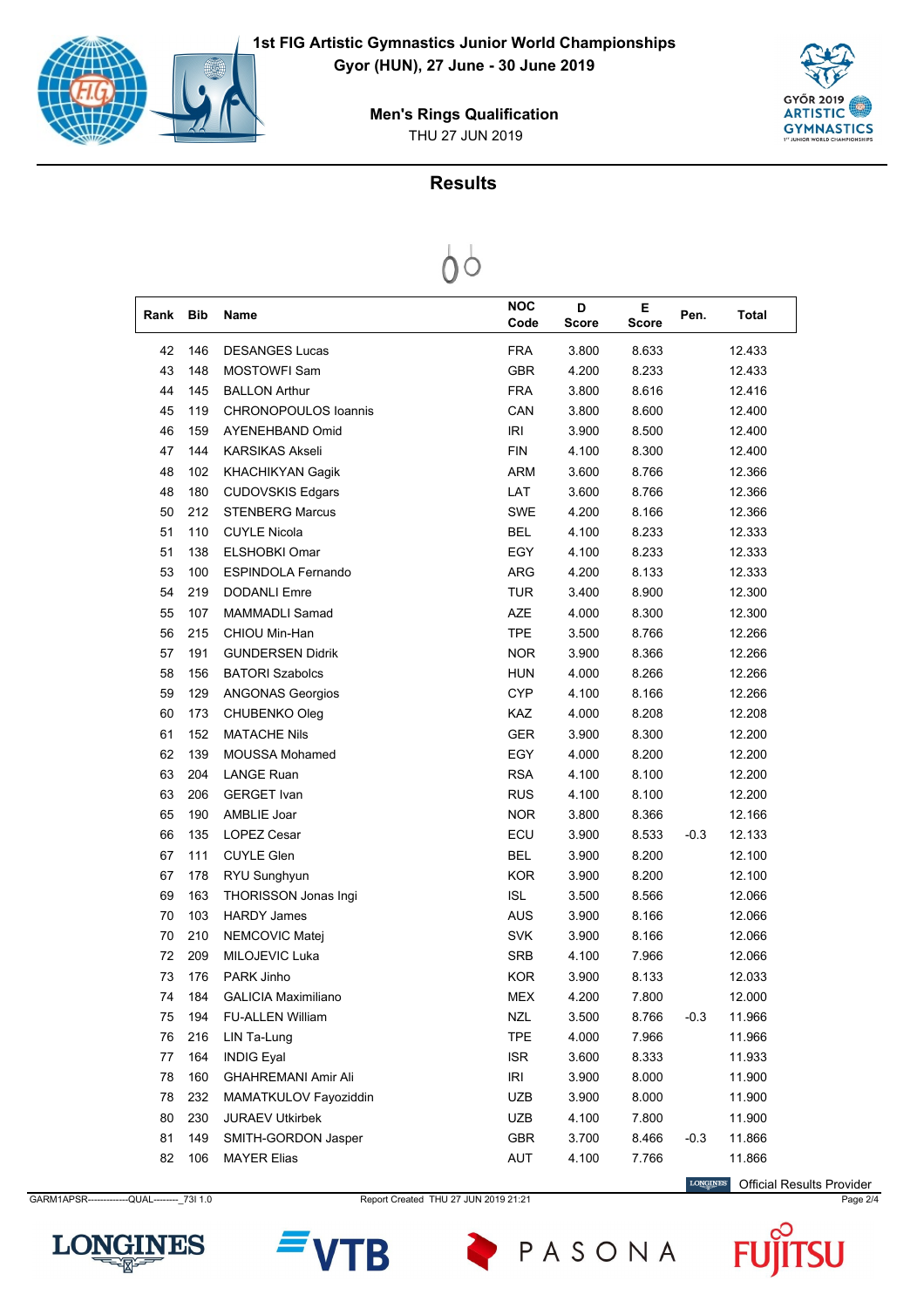# 1st FIG Artistic Gymnastics Junior World Championships

Gyor (HUN), 27 June - 30 June 2019

## Men's Rings Qualification

THU 27 JUN 2019

## Results

| Rank | Bib | Name | NOC Code | D Score | E Score | Pen. | Total |
|---|---|---|---|---|---|---|---|
| 42 | 146 | DESANGES Lucas | FRA | 3.800 | 8.633 | | 12.433 |
| 43 | 148 | MOSTOWFI Sam | GBR | 4.200 | 8.233 | | 12.433 |
| 44 | 145 | BALLON Arthur | FRA | 3.800 | 8.616 | | 12.416 |
| 45 | 119 | CHRONOPOULOS Ioannis | CAN | 3.800 | 8.600 | | 12.400 |
| 46 | 159 | AYENEHBAND Omid | IRI | 3.900 | 8.500 | | 12.400 |
| 47 | 144 | KARSIKAS Akseli | FIN | 4.100 | 8.300 | | 12.400 |
| 48 | 102 | KHACHIKYAN Gagik | ARM | 3.600 | 8.766 | | 12.366 |
| 48 | 180 | CUDOVSKIS Edgars | LAT | 3.600 | 8.766 | | 12.366 |
| 50 | 212 | STENBERG Marcus | SWE | 4.200 | 8.166 | | 12.366 |
| 51 | 110 | CUYLE Nicola | BEL | 4.100 | 8.233 | | 12.333 |
| 51 | 138 | ELSHOBKI Omar | EGY | 4.100 | 8.233 | | 12.333 |
| 53 | 100 | ESPINDOLA Fernando | ARG | 4.200 | 8.133 | | 12.333 |
| 54 | 219 | DODANLI Emre | TUR | 3.400 | 8.900 | | 12.300 |
| 55 | 107 | MAMMADLI Samad | AZE | 4.000 | 8.300 | | 12.300 |
| 56 | 215 | CHIOU Min-Han | TPE | 3.500 | 8.766 | | 12.266 |
| 57 | 191 | GUNDERSEN Didrik | NOR | 3.900 | 8.366 | | 12.266 |
| 58 | 156 | BATORI Szabolcs | HUN | 4.000 | 8.266 | | 12.266 |
| 59 | 129 | ANGONAS Georgios | CYP | 4.100 | 8.166 | | 12.266 |
| 60 | 173 | CHUBENKO Oleg | KAZ | 4.000 | 8.208 | | 12.208 |
| 61 | 152 | MATACHE Nils | GER | 3.900 | 8.300 | | 12.200 |
| 62 | 139 | MOUSSA Mohamed | EGY | 4.000 | 8.200 | | 12.200 |
| 63 | 204 | LANGE Ruan | RSA | 4.100 | 8.100 | | 12.200 |
| 63 | 206 | GERGET Ivan | RUS | 4.100 | 8.100 | | 12.200 |
| 65 | 190 | AMBLIE Joar | NOR | 3.800 | 8.366 | | 12.166 |
| 66 | 135 | LOPEZ Cesar | ECU | 3.900 | 8.533 | -0.3 | 12.133 |
| 67 | 111 | CUYLE Glen | BEL | 3.900 | 8.200 | | 12.100 |
| 67 | 178 | RYU Sunghyun | KOR | 3.900 | 8.200 | | 12.100 |
| 69 | 163 | THORISSON Jonas Ingi | ISL | 3.500 | 8.566 | | 12.066 |
| 70 | 103 | HARDY James | AUS | 3.900 | 8.166 | | 12.066 |
| 70 | 210 | NEMCOVIC Matej | SVK | 3.900 | 8.166 | | 12.066 |
| 72 | 209 | MILOJEVIC Luka | SRB | 4.100 | 7.966 | | 12.066 |
| 73 | 176 | PARK Jinho | KOR | 3.900 | 8.133 | | 12.033 |
| 74 | 184 | GALICIA Maximiliano | MEX | 4.200 | 7.800 | | 12.000 |
| 75 | 194 | FU-ALLEN William | NZL | 3.500 | 8.766 | -0.3 | 11.966 |
| 76 | 216 | LIN Ta-Lung | TPE | 4.000 | 7.966 | | 11.966 |
| 77 | 164 | INDIG Eyal | ISR | 3.600 | 8.333 | | 11.933 |
| 78 | 160 | GHAHREMANI Amir Ali | IRI | 3.900 | 8.000 | | 11.900 |
| 78 | 232 | MAMATKULOV Fayoziddin | UZB | 3.900 | 8.000 | | 11.900 |
| 80 | 230 | JURAEV Utkirbek | UZB | 4.100 | 7.800 | | 11.900 |
| 81 | 149 | SMITH-GORDON Jasper | GBR | 3.700 | 8.466 | -0.3 | 11.866 |
| 82 | 106 | MAYER Elias | AUT | 4.100 | 7.766 | | 11.866 |

Official Results Provider

GARM1APSR-------------QUAL--------_73I 1.0 Report Created THU 27 JUN 2019 21:21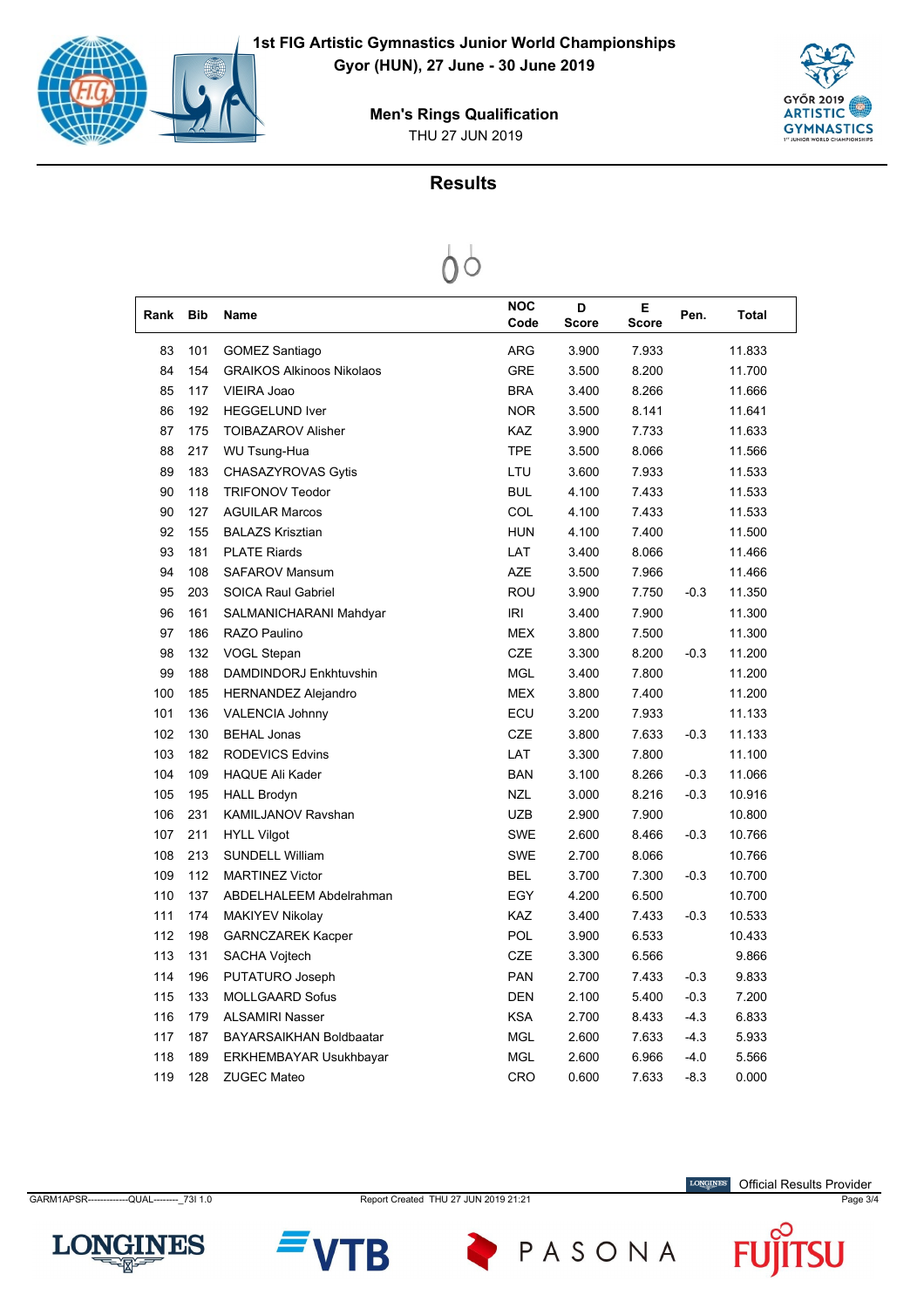# 1st FIG Artistic Gymnastics Junior World Championships

**Gyor (HUN), 27 June - 30 June 2019**

## Men's Rings Qualification

THU 27 JUN 2019

## Results

| Rank | Bib | Name | NOC Code | D Score | E Score | Pen. | Total |
|---|---|---|---|---|---|---|---|
| 83 | 101 | GOMEZ Santiago | ARG | 3.900 | 7.933 | | 11.833 |
| 84 | 154 | GRAIKOS Alkinoos Nikolaos | GRE | 3.500 | 8.200 | | 11.700 |
| 85 | 117 | VIEIRA Joao | BRA | 3.400 | 8.266 | | 11.666 |
| 86 | 192 | HEGGELUND Iver | NOR | 3.500 | 8.141 | | 11.641 |
| 87 | 175 | TOIBAZAROV Alisher | KAZ | 3.900 | 7.733 | | 11.633 |
| 88 | 217 | WU Tsung-Hua | TPE | 3.500 | 8.066 | | 11.566 |
| 89 | 183 | CHASAZYROVAS Gytis | LTU | 3.600 | 7.933 | | 11.533 |
| 90 | 118 | TRIFONOV Teodor | BUL | 4.100 | 7.433 | | 11.533 |
| 90 | 127 | AGUILAR Marcos | COL | 4.100 | 7.433 | | 11.533 |
| 92 | 155 | BALAZS Krisztian | HUN | 4.100 | 7.400 | | 11.500 |
| 93 | 181 | PLATE Riards | LAT | 3.400 | 8.066 | | 11.466 |
| 94 | 108 | SAFAROV Mansum | AZE | 3.500 | 7.966 | | 11.466 |
| 95 | 203 | SOICA Raul Gabriel | ROU | 3.900 | 7.750 | -0.3 | 11.350 |
| 96 | 161 | SALMANICHARANI Mahdyar | IRI | 3.400 | 7.900 | | 11.300 |
| 97 | 186 | RAZO Paulino | MEX | 3.800 | 7.500 | | 11.300 |
| 98 | 132 | VOGL Stepan | CZE | 3.300 | 8.200 | -0.3 | 11.200 |
| 99 | 188 | DAMDINDORJ Enkhtuvshin | MGL | 3.400 | 7.800 | | 11.200 |
| 100 | 185 | HERNANDEZ Alejandro | MEX | 3.800 | 7.400 | | 11.200 |
| 101 | 136 | VALENCIA Johnny | ECU | 3.200 | 7.933 | | 11.133 |
| 102 | 130 | BEHAL Jonas | CZE | 3.800 | 7.633 | -0.3 | 11.133 |
| 103 | 182 | RODEVICS Edvins | LAT | 3.300 | 7.800 | | 11.100 |
| 104 | 109 | HAQUE Ali Kader | BAN | 3.100 | 8.266 | -0.3 | 11.066 |
| 105 | 195 | HALL Brodyn | NZL | 3.000 | 8.216 | -0.3 | 10.916 |
| 106 | 231 | KAMILJANOV Ravshan | UZB | 2.900 | 7.900 | | 10.800 |
| 107 | 211 | HYLL Vilgot | SWE | 2.600 | 8.466 | -0.3 | 10.766 |
| 108 | 213 | SUNDELL William | SWE | 2.700 | 8.066 | | 10.766 |
| 109 | 112 | MARTINEZ Victor | BEL | 3.700 | 7.300 | -0.3 | 10.700 |
| 110 | 137 | ABDELHALEEM Abdelrahman | EGY | 4.200 | 6.500 | | 10.700 |
| 111 | 174 | MAKIYEV Nikolay | KAZ | 3.400 | 7.433 | -0.3 | 10.533 |
| 112 | 198 | GARNCZAREK Kacper | POL | 3.900 | 6.533 | | 10.433 |
| 113 | 131 | SACHA Vojtech | CZE | 3.300 | 6.566 | | 9.866 |
| 114 | 196 | PUTATURO Joseph | PAN | 2.700 | 7.433 | -0.3 | 9.833 |
| 115 | 133 | MOLLGAARD Sofus | DEN | 2.100 | 5.400 | -0.3 | 7.200 |
| 116 | 179 | ALSAMIRI Nasser | KSA | 2.700 | 8.433 | -4.3 | 6.833 |
| 117 | 187 | BAYARSAIKHAN Boldbaatar | MGL | 2.600 | 7.633 | -4.3 | 5.933 |
| 118 | 189 | ERKHEMBAYAR Usukhbayar | MGL | 2.600 | 6.966 | -4.0 | 5.566 |
| 119 | 128 | ZUGEC Mateo | CRO | 0.600 | 7.633 | -8.3 | 0.000 |

GARM1APSR------------QUAL--------_73I 1.0 Report Created THU 27 JUN 2019 21:21

Official Results Provider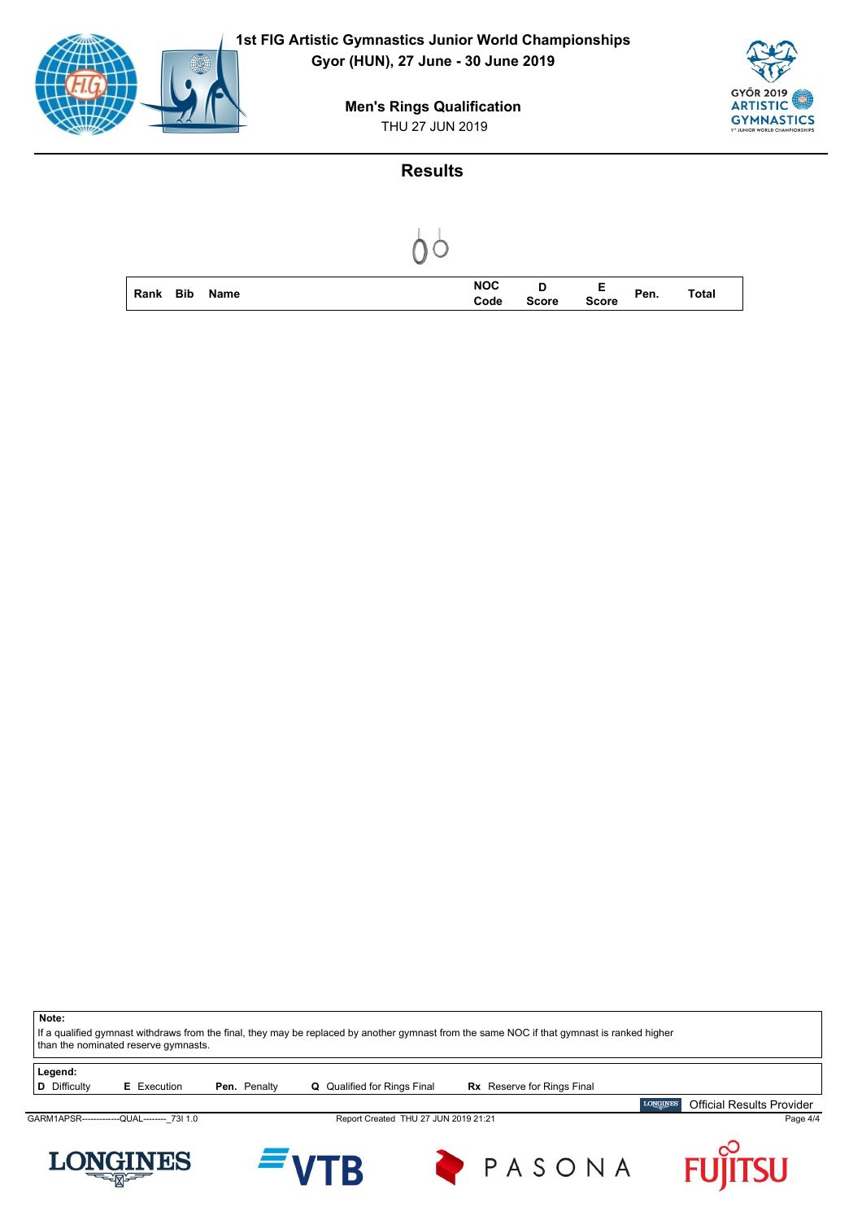**1st FIG Artistic Gymnastics Junior World Championships**
**Gyor (HUN), 27 June - 30 June 2019**

**Men's Rings Qualification**
THU 27 JUN 2019

## Results

| Rank | Bib | Name | NOC Code | D Score | E Score | Pen. | Total |
|---|---|---|---|---|---|---|---|

**Note:**
If a qualified gymnast withdraws from the final, they may be replaced by another gymnast from the same NOC if that gymnast is ranked higher than the nominated reserve gymnasts.

**Legend:**
**D** Difficulty **E** Execution **Pen.** Penalty **Q** Qualified for Rings Final **Rx** Reserve for Rings Final

Official Results Provider

GARM1APSR-------------QUAL--------_73I 1.0 Report Created THU 27 JUN 2019 21:21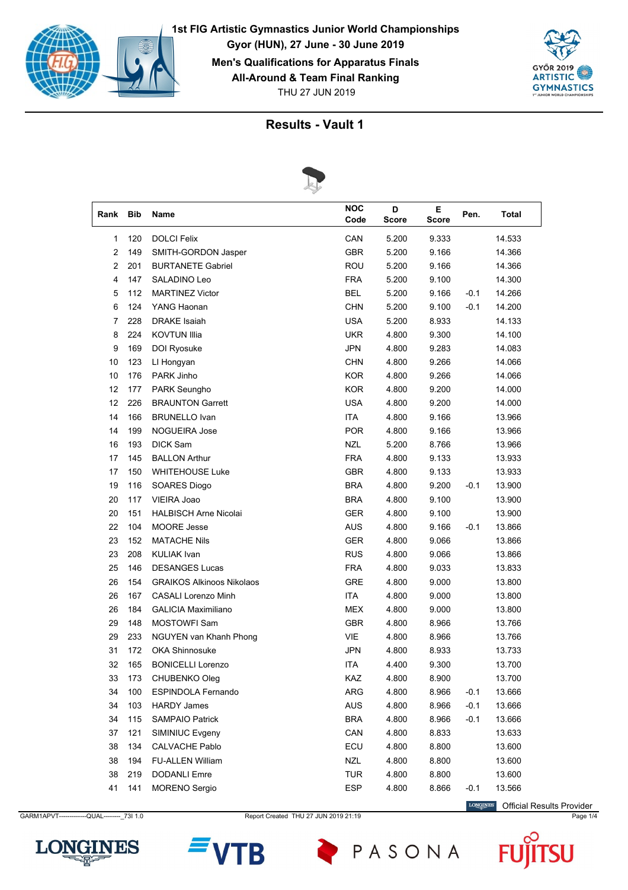**1st FIG Artistic Gymnastics Junior World Championships**
**Gyor (HUN), 27 June - 30 June 2019**
**Men's Qualifications for Apparatus Finals**
**All-Around & Team Final Ranking**
THU 27 JUN 2019

## Results - Vault 1

| Rank | Bib | Name | NOC Code | D Score | E Score | Pen. | Total |
|---|---|---|---|---|---|---|---|
| 1 | 120 | DOLCI Felix | CAN | 5.200 | 9.333 | | 14.533 |
| 2 | 149 | SMITH-GORDON Jasper | GBR | 5.200 | 9.166 | | 14.366 |
| 2 | 201 | BURTANETE Gabriel | ROU | 5.200 | 9.166 | | 14.366 |
| 4 | 147 | SALADINO Leo | FRA | 5.200 | 9.100 | | 14.300 |
| 5 | 112 | MARTINEZ Victor | BEL | 5.200 | 9.166 | -0.1 | 14.266 |
| 6 | 124 | YANG Haonan | CHN | 5.200 | 9.100 | -0.1 | 14.200 |
| 7 | 228 | DRAKE Isaiah | USA | 5.200 | 8.933 | | 14.133 |
| 8 | 224 | KOVTUN Illia | UKR | 4.800 | 9.300 | | 14.100 |
| 9 | 169 | DOI Ryosuke | JPN | 4.800 | 9.283 | | 14.083 |
| 10 | 123 | LI Hongyan | CHN | 4.800 | 9.266 | | 14.066 |
| 10 | 176 | PARK Jinho | KOR | 4.800 | 9.266 | | 14.066 |
| 12 | 177 | PARK Seungho | KOR | 4.800 | 9.200 | | 14.000 |
| 12 | 226 | BRAUNTON Garrett | USA | 4.800 | 9.200 | | 14.000 |
| 14 | 166 | BRUNELLO Ivan | ITA | 4.800 | 9.166 | | 13.966 |
| 14 | 199 | NOGUEIRA Jose | POR | 4.800 | 9.166 | | 13.966 |
| 16 | 193 | DICK Sam | NZL | 5.200 | 8.766 | | 13.966 |
| 17 | 145 | BALLON Arthur | FRA | 4.800 | 9.133 | | 13.933 |
| 17 | 150 | WHITEHOUSE Luke | GBR | 4.800 | 9.133 | | 13.933 |
| 19 | 116 | SOARES Diogo | BRA | 4.800 | 9.200 | -0.1 | 13.900 |
| 20 | 117 | VIEIRA Joao | BRA | 4.800 | 9.100 | | 13.900 |
| 20 | 151 | HALBISCH Arne Nicolai | GER | 4.800 | 9.100 | | 13.900 |
| 22 | 104 | MOORE Jesse | AUS | 4.800 | 9.166 | -0.1 | 13.866 |
| 23 | 152 | MATACHE Nils | GER | 4.800 | 9.066 | | 13.866 |
| 23 | 208 | KULIAK Ivan | RUS | 4.800 | 9.066 | | 13.866 |
| 25 | 146 | DESANGES Lucas | FRA | 4.800 | 9.033 | | 13.833 |
| 26 | 154 | GRAIKOS Alkinoos Nikolaos | GRE | 4.800 | 9.000 | | 13.800 |
| 26 | 167 | CASALI Lorenzo Minh | ITA | 4.800 | 9.000 | | 13.800 |
| 26 | 184 | GALICIA Maximiliano | MEX | 4.800 | 9.000 | | 13.800 |
| 29 | 148 | MOSTOWFI Sam | GBR | 4.800 | 8.966 | | 13.766 |
| 29 | 233 | NGUYEN van Khanh Phong | VIE | 4.800 | 8.966 | | 13.766 |
| 31 | 172 | OKA Shinnosuke | JPN | 4.800 | 8.933 | | 13.733 |
| 32 | 165 | BONICELLI Lorenzo | ITA | 4.400 | 9.300 | | 13.700 |
| 33 | 173 | CHUBENKO Oleg | KAZ | 4.800 | 8.900 | | 13.700 |
| 34 | 100 | ESPINDOLA Fernando | ARG | 4.800 | 8.966 | -0.1 | 13.666 |
| 34 | 103 | HARDY James | AUS | 4.800 | 8.966 | -0.1 | 13.666 |
| 34 | 115 | SAMPAIO Patrick | BRA | 4.800 | 8.966 | -0.1 | 13.666 |
| 37 | 121 | SIMINIUC Evgeny | CAN | 4.800 | 8.833 | | 13.633 |
| 38 | 134 | CALVACHE Pablo | ECU | 4.800 | 8.800 | | 13.600 |
| 38 | 194 | FU-ALLEN William | NZL | 4.800 | 8.800 | | 13.600 |
| 38 | 219 | DODANLI Emre | TUR | 4.800 | 8.800 | | 13.600 |
| 41 | 141 | MORENO Sergio | ESP | 4.800 | 8.866 | -0.1 | 13.566 |

Official Results Provider

GARM1APVT--------------QUAL--------_73I 1.0 Report Created THU 27 JUN 2019 21:19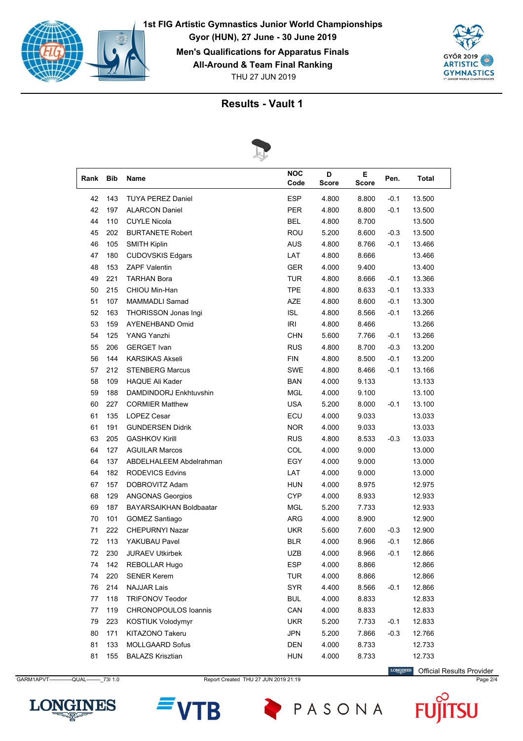**1st FIG Artistic Gymnastics Junior World Championships**
**Gyor (HUN), 27 June - 30 June 2019**
**Men's Qualifications for Apparatus Finals**
**All-Around & Team Final Ranking**
THU 27 JUN 2019

## Results - Vault 1

| Rank | Bib | Name | NOC Code | D Score | E Score | Pen. | Total |
|---|---|---|---|---|---|---|---|
| 42 | 143 | TUYA PEREZ Daniel | ESP | 4.800 | 8.800 | -0.1 | 13.500 |
| 42 | 197 | ALARCON Daniel | PER | 4.800 | 8.800 | -0.1 | 13.500 |
| 44 | 110 | CUYLE Nicola | BEL | 4.800 | 8.700 | | 13.500 |
| 45 | 202 | BURTANETE Robert | ROU | 5.200 | 8.600 | -0.3 | 13.500 |
| 46 | 105 | SMITH Kiplin | AUS | 4.800 | 8.766 | -0.1 | 13.466 |
| 47 | 180 | CUDOVSKIS Edgars | LAT | 4.800 | 8.666 | | 13.466 |
| 48 | 153 | ZAPF Valentin | GER | 4.000 | 9.400 | | 13.400 |
| 49 | 221 | TARHAN Bora | TUR | 4.800 | 8.666 | -0.1 | 13.366 |
| 50 | 215 | CHIOU Min-Han | TPE | 4.800 | 8.633 | -0.1 | 13.333 |
| 51 | 107 | MAMMADLI Samad | AZE | 4.800 | 8.600 | -0.1 | 13.300 |
| 52 | 163 | THORISSON Jonas Ingi | ISL | 4.800 | 8.566 | -0.1 | 13.266 |
| 53 | 159 | AYENEHBAND Omid | IRI | 4.800 | 8.466 | | 13.266 |
| 54 | 125 | YANG Yanzhi | CHN | 5.600 | 7.766 | -0.1 | 13.266 |
| 55 | 206 | GERGET Ivan | RUS | 4.800 | 8.700 | -0.3 | 13.200 |
| 56 | 144 | KARSIKAS Akseli | FIN | 4.800 | 8.500 | -0.1 | 13.200 |
| 57 | 212 | STENBERG Marcus | SWE | 4.800 | 8.466 | -0.1 | 13.166 |
| 58 | 109 | HAQUE Ali Kader | BAN | 4.000 | 9.133 | | 13.133 |
| 59 | 188 | DAMDINDORJ Enkhtuvshin | MGL | 4.000 | 9.100 | | 13.100 |
| 60 | 227 | CORMIER Matthew | USA | 5.200 | 8.000 | -0.1 | 13.100 |
| 61 | 135 | LOPEZ Cesar | ECU | 4.000 | 9.033 | | 13.033 |
| 61 | 191 | GUNDERSEN Didrik | NOR | 4.000 | 9.033 | | 13.033 |
| 63 | 205 | GASHKOV Kirill | RUS | 4.800 | 8.533 | -0.3 | 13.033 |
| 64 | 127 | AGUILAR Marcos | COL | 4.000 | 9.000 | | 13.000 |
| 64 | 137 | ABDELHALEEM Abdelrahman | EGY | 4.000 | 9.000 | | 13.000 |
| 64 | 182 | RODEVICS Edvins | LAT | 4.000 | 9.000 | | 13.000 |
| 67 | 157 | DOBROVITZ Adam | HUN | 4.000 | 8.975 | | 12.975 |
| 68 | 129 | ANGONAS Georgios | CYP | 4.000 | 8.933 | | 12.933 |
| 69 | 187 | BAYARSAIKHAN Boldbaatar | MGL | 5.200 | 7.733 | | 12.933 |
| 70 | 101 | GOMEZ Santiago | ARG | 4.000 | 8.900 | | 12.900 |
| 71 | 222 | CHEPURNYI Nazar | UKR | 5.600 | 7.600 | -0.3 | 12.900 |
| 72 | 113 | YAKUBAU Pavel | BLR | 4.000 | 8.966 | -0.1 | 12.866 |
| 72 | 230 | JURAEV Utkirbek | UZB | 4.000 | 8.966 | -0.1 | 12.866 |
| 74 | 142 | REBOLLAR Hugo | ESP | 4.000 | 8.866 | | 12.866 |
| 74 | 220 | SENER Kerem | TUR | 4.000 | 8.866 | | 12.866 |
| 76 | 214 | NAJJAR Lais | SYR | 4.400 | 8.566 | -0.1 | 12.866 |
| 77 | 118 | TRIFONOV Teodor | BUL | 4.000 | 8.833 | | 12.833 |
| 77 | 119 | CHRONOPOULOS Ioannis | CAN | 4.000 | 8.833 | | 12.833 |
| 79 | 223 | KOSTIUK Volodymyr | UKR | 5.200 | 7.733 | -0.1 | 12.833 |
| 80 | 171 | KITAZONO Takeru | JPN | 5.200 | 7.866 | -0.3 | 12.766 |
| 81 | 133 | MOLLGAARD Sofus | DEN | 4.000 | 8.733 | | 12.733 |
| 81 | 155 | BALAZS Krisztian | HUN | 4.000 | 8.733 | | 12.733 |

Official Results Provider

GARM1APVT--------------QUAL--------_73I 1.0 Report Created THU 27 JUN 2019 21:19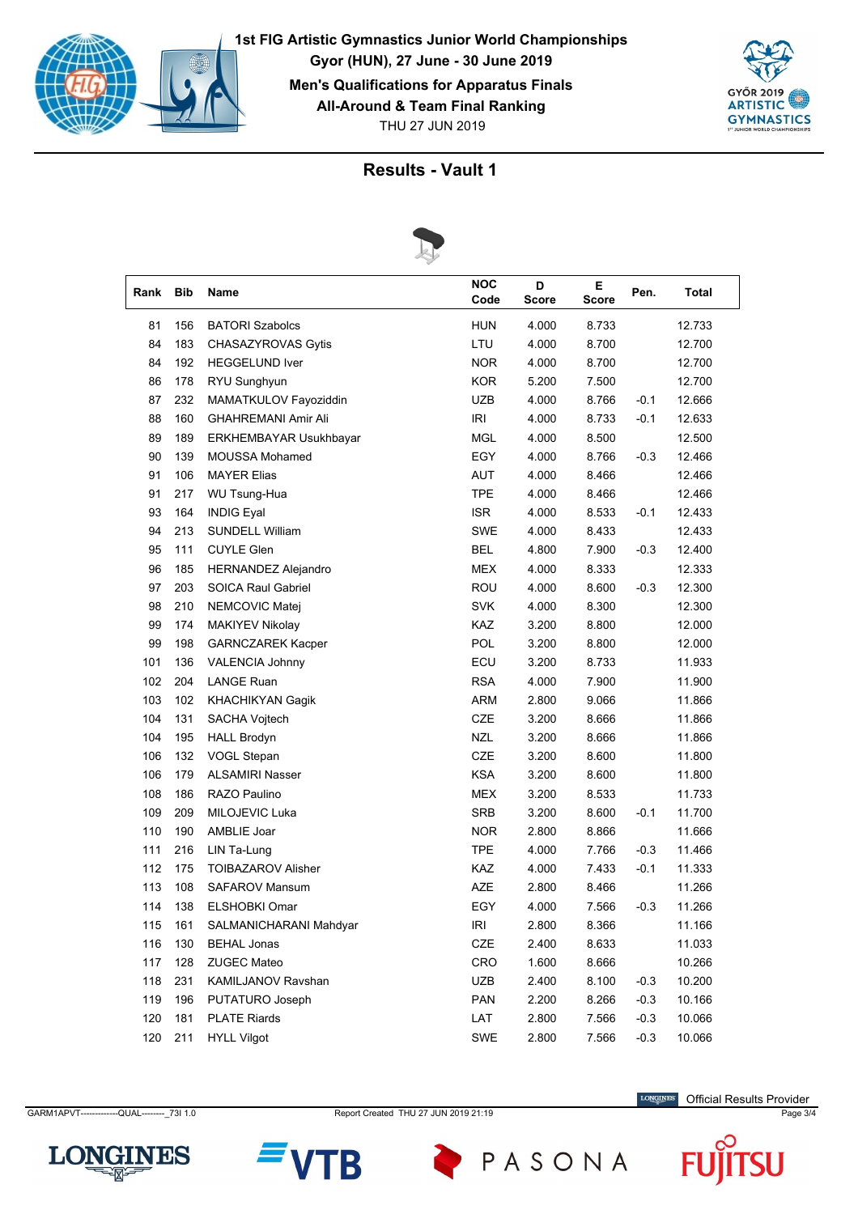# 1st FIG Artistic Gymnastics Junior World Championships

**Gyor (HUN), 27 June - 30 June 2019**

**Men's Qualifications for Apparatus Finals**

**All-Around & Team Final Ranking**

THU 27 JUN 2019

## Results - Vault 1

| Rank | Bib | Name | NOC Code | D Score | E Score | Pen. | Total |
|---|---|---|---|---|---|---|---|
| 81 | 156 | BATORI Szabolcs | HUN | 4.000 | 8.733 | | 12.733 |
| 84 | 183 | CHASAZYROVAS Gytis | LTU | 4.000 | 8.700 | | 12.700 |
| 84 | 192 | HEGGELUND Iver | NOR | 4.000 | 8.700 | | 12.700 |
| 86 | 178 | RYU Sunghyun | KOR | 5.200 | 7.500 | | 12.700 |
| 87 | 232 | MAMATKULOV Fayoziddin | UZB | 4.000 | 8.766 | -0.1 | 12.666 |
| 88 | 160 | GHAHREMANI Amir Ali | IRI | 4.000 | 8.733 | -0.1 | 12.633 |
| 89 | 189 | ERKHEMBAYAR Usukhbayar | MGL | 4.000 | 8.500 | | 12.500 |
| 90 | 139 | MOUSSA Mohamed | EGY | 4.000 | 8.766 | -0.3 | 12.466 |
| 91 | 106 | MAYER Elias | AUT | 4.000 | 8.466 | | 12.466 |
| 91 | 217 | WU Tsung-Hua | TPE | 4.000 | 8.466 | | 12.466 |
| 93 | 164 | INDIG Eyal | ISR | 4.000 | 8.533 | -0.1 | 12.433 |
| 94 | 213 | SUNDELL William | SWE | 4.000 | 8.433 | | 12.433 |
| 95 | 111 | CUYLE Glen | BEL | 4.800 | 7.900 | -0.3 | 12.400 |
| 96 | 185 | HERNANDEZ Alejandro | MEX | 4.000 | 8.333 | | 12.333 |
| 97 | 203 | SOICA Raul Gabriel | ROU | 4.000 | 8.600 | -0.3 | 12.300 |
| 98 | 210 | NEMCOVIC Matej | SVK | 4.000 | 8.300 | | 12.300 |
| 99 | 174 | MAKIYEV Nikolay | KAZ | 3.200 | 8.800 | | 12.000 |
| 99 | 198 | GARNCZAREK Kacper | POL | 3.200 | 8.800 | | 12.000 |
| 101 | 136 | VALENCIA Johnny | ECU | 3.200 | 8.733 | | 11.933 |
| 102 | 204 | LANGE Ruan | RSA | 4.000 | 7.900 | | 11.900 |
| 103 | 102 | KHACHIKYAN Gagik | ARM | 2.800 | 9.066 | | 11.866 |
| 104 | 131 | SACHA Vojtech | CZE | 3.200 | 8.666 | | 11.866 |
| 104 | 195 | HALL Brodyn | NZL | 3.200 | 8.666 | | 11.866 |
| 106 | 132 | VOGL Stepan | CZE | 3.200 | 8.600 | | 11.800 |
| 106 | 179 | ALSAMIRI Nasser | KSA | 3.200 | 8.600 | | 11.800 |
| 108 | 186 | RAZO Paulino | MEX | 3.200 | 8.533 | | 11.733 |
| 109 | 209 | MILOJEVIC Luka | SRB | 3.200 | 8.600 | -0.1 | 11.700 |
| 110 | 190 | AMBLIE Joar | NOR | 2.800 | 8.866 | | 11.666 |
| 111 | 216 | LIN Ta-Lung | TPE | 4.000 | 7.766 | -0.3 | 11.466 |
| 112 | 175 | TOIBAZAROV Alisher | KAZ | 4.000 | 7.433 | -0.1 | 11.333 |
| 113 | 108 | SAFAROV Mansum | AZE | 2.800 | 8.466 | | 11.266 |
| 114 | 138 | ELSHOBKI Omar | EGY | 4.000 | 7.566 | -0.3 | 11.266 |
| 115 | 161 | SALMANICHARANI Mahdyar | IRI | 2.800 | 8.366 | | 11.166 |
| 116 | 130 | BEHAL Jonas | CZE | 2.400 | 8.633 | | 11.033 |
| 117 | 128 | ZUGEC Mateo | CRO | 1.600 | 8.666 | | 10.266 |
| 118 | 231 | KAMILJANOV Ravshan | UZB | 2.400 | 8.100 | -0.3 | 10.200 |
| 119 | 196 | PUTATURO Joseph | PAN | 2.200 | 8.266 | -0.3 | 10.166 |
| 120 | 181 | PLATE Riards | LAT | 2.800 | 7.566 | -0.3 | 10.066 |
| 120 | 211 | HYLL Vilgot | SWE | 2.800 | 7.566 | -0.3 | 10.066 |

GARM1APVT-------------QUAL--------_73I 1.0 Report Created THU 27 JUN 2019 21:19

Official Results Provider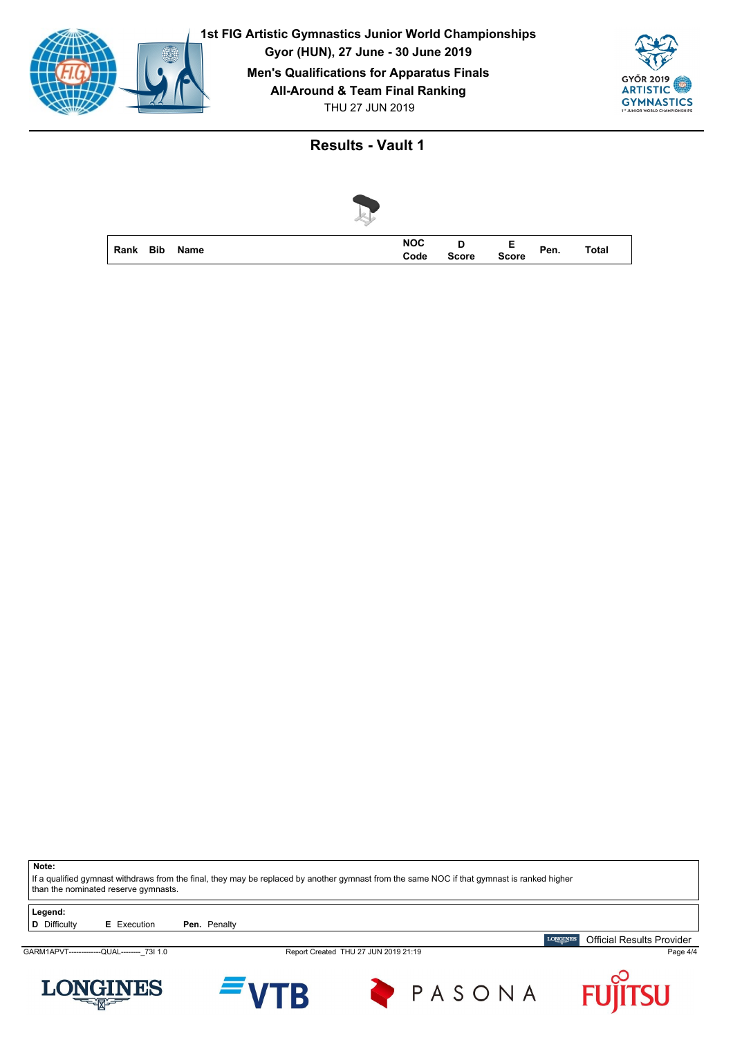1st FIG Artistic Gymnastics Junior World Championships
Gyor (HUN), 27 June - 30 June 2019
Men's Qualifications for Apparatus Finals
All-Around & Team Final Ranking
THU 27 JUN 2019

## Results - Vault 1

| Rank | Bib | Name | NOC Code | D Score | E Score | Pen. | Total |
|---|---|---|---|---|---|---|---|

**Note:**
If a qualified gymnast withdraws from the final, they may be replaced by another gymnast from the same NOC if that gymnast is ranked higher than the nominated reserve gymnasts.

**Legend:**
**D** Difficulty **E** Execution **Pen.** Penalty

Official Results Provider

GARM1APVT-------------QUAL--------_73I 1.0 Report Created THU 27 JUN 2019 21:19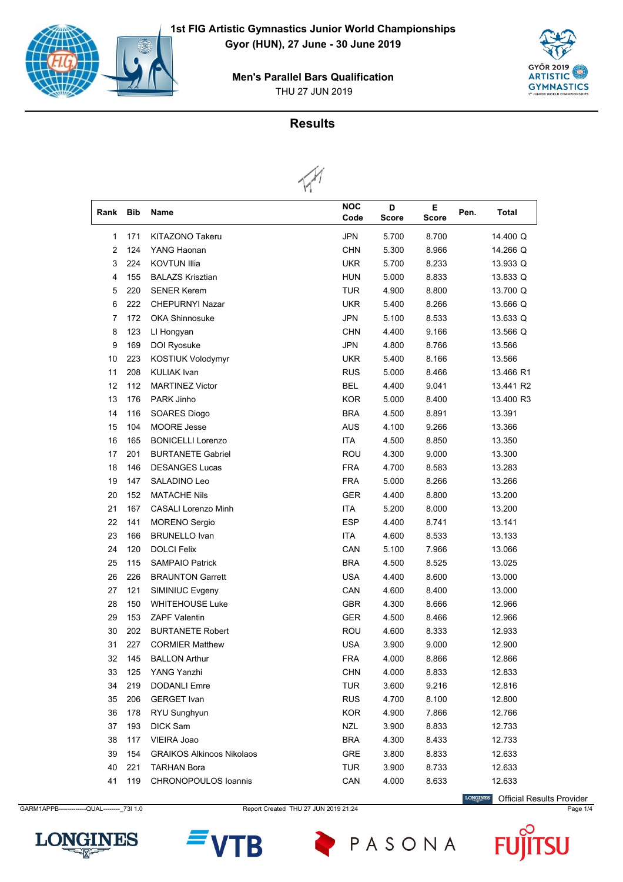# 1st FIG Artistic Gymnastics Junior World Championships

**Gyor (HUN), 27 June - 30 June 2019**

**Men's Parallel Bars Qualification**

THU 27 JUN 2019

## Results

| Rank | Bib | Name | NOC Code | D Score | E Score | Pen. | Total |
|---|---|---|---|---|---|---|---|
| 1 | 171 | KITAZONO Takeru | JPN | 5.700 | 8.700 | | 14.400 Q |
| 2 | 124 | YANG Haonan | CHN | 5.300 | 8.966 | | 14.266 Q |
| 3 | 224 | KOVTUN Illia | UKR | 5.700 | 8.233 | | 13.933 Q |
| 4 | 155 | BALAZS Krisztian | HUN | 5.000 | 8.833 | | 13.833 Q |
| 5 | 220 | SENER Kerem | TUR | 4.900 | 8.800 | | 13.700 Q |
| 6 | 222 | CHEPURNYI Nazar | UKR | 5.400 | 8.266 | | 13.666 Q |
| 7 | 172 | OKA Shinnosuke | JPN | 5.100 | 8.533 | | 13.633 Q |
| 8 | 123 | LI Hongyan | CHN | 4.400 | 9.166 | | 13.566 Q |
| 9 | 169 | DOI Ryosuke | JPN | 4.800 | 8.766 | | 13.566 |
| 10 | 223 | KOSTIUK Volodymyr | UKR | 5.400 | 8.166 | | 13.566 |
| 11 | 208 | KULIAK Ivan | RUS | 5.000 | 8.466 | | 13.466 R1 |
| 12 | 112 | MARTINEZ Victor | BEL | 4.400 | 9.041 | | 13.441 R2 |
| 13 | 176 | PARK Jinho | KOR | 5.000 | 8.400 | | 13.400 R3 |
| 14 | 116 | SOARES Diogo | BRA | 4.500 | 8.891 | | 13.391 |
| 15 | 104 | MOORE Jesse | AUS | 4.100 | 9.266 | | 13.366 |
| 16 | 165 | BONICELLI Lorenzo | ITA | 4.500 | 8.850 | | 13.350 |
| 17 | 201 | BURTANETE Gabriel | ROU | 4.300 | 9.000 | | 13.300 |
| 18 | 146 | DESANGES Lucas | FRA | 4.700 | 8.583 | | 13.283 |
| 19 | 147 | SALADINO Leo | FRA | 5.000 | 8.266 | | 13.266 |
| 20 | 152 | MATACHE Nils | GER | 4.400 | 8.800 | | 13.200 |
| 21 | 167 | CASALI Lorenzo Minh | ITA | 5.200 | 8.000 | | 13.200 |
| 22 | 141 | MORENO Sergio | ESP | 4.400 | 8.741 | | 13.141 |
| 23 | 166 | BRUNELLO Ivan | ITA | 4.600 | 8.533 | | 13.133 |
| 24 | 120 | DOLCI Felix | CAN | 5.100 | 7.966 | | 13.066 |
| 25 | 115 | SAMPAIO Patrick | BRA | 4.500 | 8.525 | | 13.025 |
| 26 | 226 | BRAUNTON Garrett | USA | 4.400 | 8.600 | | 13.000 |
| 27 | 121 | SIMINIUC Evgeny | CAN | 4.600 | 8.400 | | 13.000 |
| 28 | 150 | WHITEHOUSE Luke | GBR | 4.300 | 8.666 | | 12.966 |
| 29 | 153 | ZAPF Valentin | GER | 4.500 | 8.466 | | 12.966 |
| 30 | 202 | BURTANETE Robert | ROU | 4.600 | 8.333 | | 12.933 |
| 31 | 227 | CORMIER Matthew | USA | 3.900 | 9.000 | | 12.900 |
| 32 | 145 | BALLON Arthur | FRA | 4.000 | 8.866 | | 12.866 |
| 33 | 125 | YANG Yanzhi | CHN | 4.000 | 8.833 | | 12.833 |
| 34 | 219 | DODANLI Emre | TUR | 3.600 | 9.216 | | 12.816 |
| 35 | 206 | GERGET Ivan | RUS | 4.700 | 8.100 | | 12.800 |
| 36 | 178 | RYU Sunghyun | KOR | 4.900 | 7.866 | | 12.766 |
| 37 | 193 | DICK Sam | NZL | 3.900 | 8.833 | | 12.733 |
| 38 | 117 | VIEIRA Joao | BRA | 4.300 | 8.433 | | 12.733 |
| 39 | 154 | GRAIKOS Alkinoos Nikolaos | GRE | 3.800 | 8.833 | | 12.633 |
| 40 | 221 | TARHAN Bora | TUR | 3.900 | 8.733 | | 12.633 |
| 41 | 119 | CHRONOPOULOS Ioannis | CAN | 4.000 | 8.633 | | 12.633 |

Official Results Provider

GARM1APPB------------QUAL--------_73I 1.0 Report Created THU 27 JUN 2019 21:24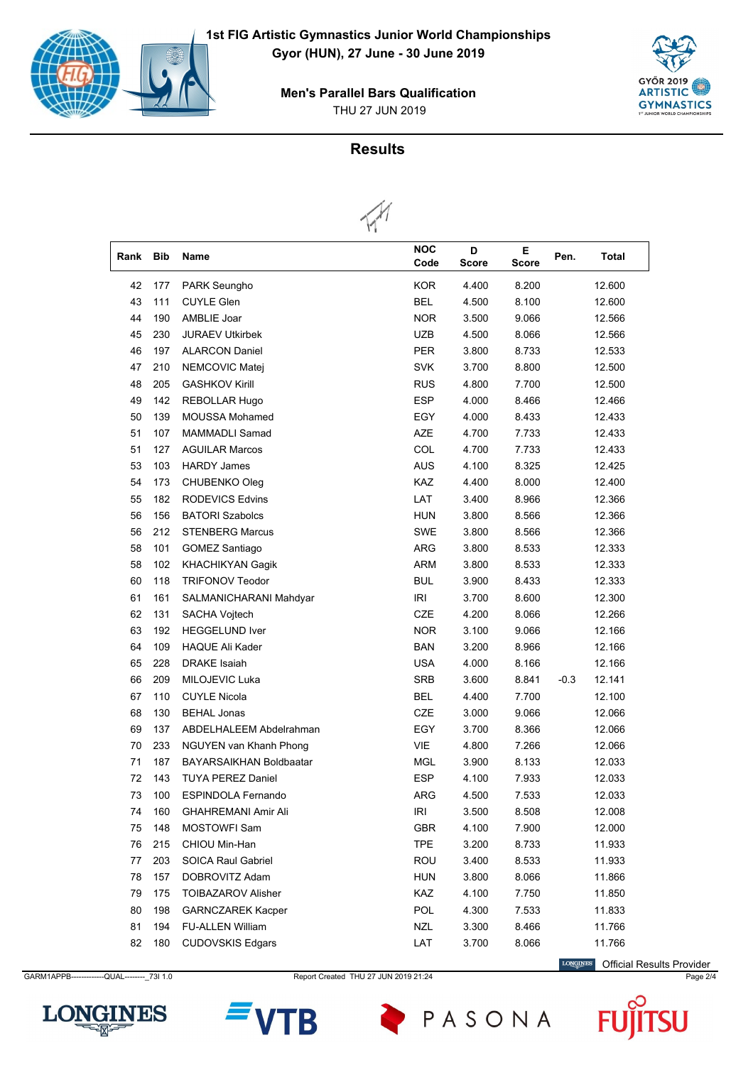# 1st FIG Artistic Gymnastics Junior World Championships

**Gyor (HUN), 27 June - 30 June 2019**

**Men's Parallel Bars Qualification**

THU 27 JUN 2019

## Results

| Rank | Bib | Name | NOC Code | D Score | E Score | Pen. | Total |
|---|---|---|---|---|---|---|---|
| 42 | 177 | PARK Seungho | KOR | 4.400 | 8.200 | | 12.600 |
| 43 | 111 | CUYLE Glen | BEL | 4.500 | 8.100 | | 12.600 |
| 44 | 190 | AMBLIE Joar | NOR | 3.500 | 9.066 | | 12.566 |
| 45 | 230 | JURAEV Utkirbek | UZB | 4.500 | 8.066 | | 12.566 |
| 46 | 197 | ALARCON Daniel | PER | 3.800 | 8.733 | | 12.533 |
| 47 | 210 | NEMCOVIC Matej | SVK | 3.700 | 8.800 | | 12.500 |
| 48 | 205 | GASHKOV Kirill | RUS | 4.800 | 7.700 | | 12.500 |
| 49 | 142 | REBOLLAR Hugo | ESP | 4.000 | 8.466 | | 12.466 |
| 50 | 139 | MOUSSA Mohamed | EGY | 4.000 | 8.433 | | 12.433 |
| 51 | 107 | MAMMADLI Samad | AZE | 4.700 | 7.733 | | 12.433 |
| 51 | 127 | AGUILAR Marcos | COL | 4.700 | 7.733 | | 12.433 |
| 53 | 103 | HARDY James | AUS | 4.100 | 8.325 | | 12.425 |
| 54 | 173 | CHUBENKO Oleg | KAZ | 4.400 | 8.000 | | 12.400 |
| 55 | 182 | RODEVICS Edvins | LAT | 3.400 | 8.966 | | 12.366 |
| 56 | 156 | BATORI Szabolcs | HUN | 3.800 | 8.566 | | 12.366 |
| 56 | 212 | STENBERG Marcus | SWE | 3.800 | 8.566 | | 12.366 |
| 58 | 101 | GOMEZ Santiago | ARG | 3.800 | 8.533 | | 12.333 |
| 58 | 102 | KHACHIKYAN Gagik | ARM | 3.800 | 8.533 | | 12.333 |
| 60 | 118 | TRIFONOV Teodor | BUL | 3.900 | 8.433 | | 12.333 |
| 61 | 161 | SALMANICHARANI Mahdyar | IRI | 3.700 | 8.600 | | 12.300 |
| 62 | 131 | SACHA Vojtech | CZE | 4.200 | 8.066 | | 12.266 |
| 63 | 192 | HEGGELUND Iver | NOR | 3.100 | 9.066 | | 12.166 |
| 64 | 109 | HAQUE Ali Kader | BAN | 3.200 | 8.966 | | 12.166 |
| 65 | 228 | DRAKE Isaiah | USA | 4.000 | 8.166 | | 12.166 |
| 66 | 209 | MILOJEVIC Luka | SRB | 3.600 | 8.841 | -0.3 | 12.141 |
| 67 | 110 | CUYLE Nicola | BEL | 4.400 | 7.700 | | 12.100 |
| 68 | 130 | BEHAL Jonas | CZE | 3.000 | 9.066 | | 12.066 |
| 69 | 137 | ABDELHALEEM Abdelrahman | EGY | 3.700 | 8.366 | | 12.066 |
| 70 | 233 | NGUYEN van Khanh Phong | VIE | 4.800 | 7.266 | | 12.066 |
| 71 | 187 | BAYARSAIKHAN Boldbaatar | MGL | 3.900 | 8.133 | | 12.033 |
| 72 | 143 | TUYA PEREZ Daniel | ESP | 4.100 | 7.933 | | 12.033 |
| 73 | 100 | ESPINDOLA Fernando | ARG | 4.500 | 7.533 | | 12.033 |
| 74 | 160 | GHAHREMANI Amir Ali | IRI | 3.500 | 8.508 | | 12.008 |
| 75 | 148 | MOSTOWFI Sam | GBR | 4.100 | 7.900 | | 12.000 |
| 76 | 215 | CHIOU Min-Han | TPE | 3.200 | 8.733 | | 11.933 |
| 77 | 203 | SOICA Raul Gabriel | ROU | 3.400 | 8.533 | | 11.933 |
| 78 | 157 | DOBROVITZ Adam | HUN | 3.800 | 8.066 | | 11.866 |
| 79 | 175 | TOIBAZAROV Alisher | KAZ | 4.100 | 7.750 | | 11.850 |
| 80 | 198 | GARNCZAREK Kacper | POL | 4.300 | 7.533 | | 11.833 |
| 81 | 194 | FU-ALLEN William | NZL | 3.300 | 8.466 | | 11.766 |
| 82 | 180 | CUDOVSKIS Edgars | LAT | 3.700 | 8.066 | | 11.766 |

Official Results Provider

GARM1APPB-------------QUAL--------_73I 1.0 Report Created THU 27 JUN 2019 21:24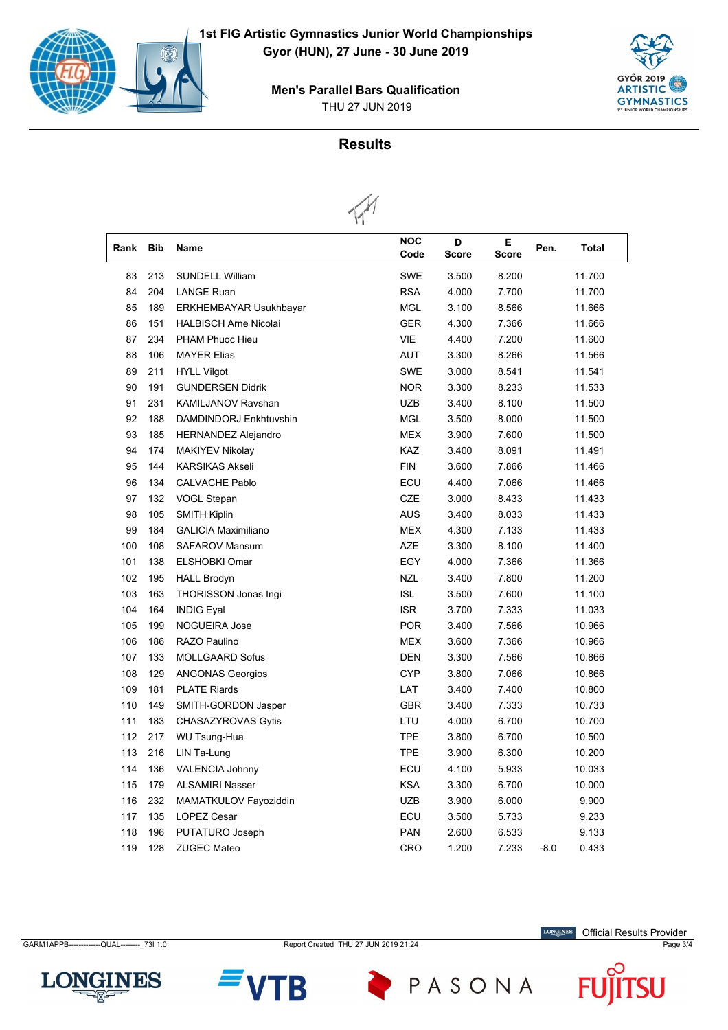# 1st FIG Artistic Gymnastics Junior World Championships

**Gyor (HUN), 27 June - 30 June 2019**

## Men's Parallel Bars Qualification

THU 27 JUN 2019

## Results

| Rank | Bib | Name | NOC Code | D Score | E Score | Pen. | Total |
|---|---|---|---|---|---|---|---|
| 83 | 213 | SUNDELL William | SWE | 3.500 | 8.200 | | 11.700 |
| 84 | 204 | LANGE Ruan | RSA | 4.000 | 7.700 | | 11.700 |
| 85 | 189 | ERKHEMBAYAR Usukhbayar | MGL | 3.100 | 8.566 | | 11.666 |
| 86 | 151 | HALBISCH Arne Nicolai | GER | 4.300 | 7.366 | | 11.666 |
| 87 | 234 | PHAM Phuoc Hieu | VIE | 4.400 | 7.200 | | 11.600 |
| 88 | 106 | MAYER Elias | AUT | 3.300 | 8.266 | | 11.566 |
| 89 | 211 | HYLL Vilgot | SWE | 3.000 | 8.541 | | 11.541 |
| 90 | 191 | GUNDERSEN Didrik | NOR | 3.300 | 8.233 | | 11.533 |
| 91 | 231 | KAMILJANOV Ravshan | UZB | 3.400 | 8.100 | | 11.500 |
| 92 | 188 | DAMDINDORJ Enkhtuvshin | MGL | 3.500 | 8.000 | | 11.500 |
| 93 | 185 | HERNANDEZ Alejandro | MEX | 3.900 | 7.600 | | 11.500 |
| 94 | 174 | MAKIYEV Nikolay | KAZ | 3.400 | 8.091 | | 11.491 |
| 95 | 144 | KARSIKAS Akseli | FIN | 3.600 | 7.866 | | 11.466 |
| 96 | 134 | CALVACHE Pablo | ECU | 4.400 | 7.066 | | 11.466 |
| 97 | 132 | VOGL Stepan | CZE | 3.000 | 8.433 | | 11.433 |
| 98 | 105 | SMITH Kiplin | AUS | 3.400 | 8.033 | | 11.433 |
| 99 | 184 | GALICIA Maximiliano | MEX | 4.300 | 7.133 | | 11.433 |
| 100 | 108 | SAFAROV Mansum | AZE | 3.300 | 8.100 | | 11.400 |
| 101 | 138 | ELSHOBKI Omar | EGY | 4.000 | 7.366 | | 11.366 |
| 102 | 195 | HALL Brodyn | NZL | 3.400 | 7.800 | | 11.200 |
| 103 | 163 | THORISSON Jonas Ingi | ISL | 3.500 | 7.600 | | 11.100 |
| 104 | 164 | INDIG Eyal | ISR | 3.700 | 7.333 | | 11.033 |
| 105 | 199 | NOGUEIRA Jose | POR | 3.400 | 7.566 | | 10.966 |
| 106 | 186 | RAZO Paulino | MEX | 3.600 | 7.366 | | 10.966 |
| 107 | 133 | MOLLGAARD Sofus | DEN | 3.300 | 7.566 | | 10.866 |
| 108 | 129 | ANGONAS Georgios | CYP | 3.800 | 7.066 | | 10.866 |
| 109 | 181 | PLATE Riards | LAT | 3.400 | 7.400 | | 10.800 |
| 110 | 149 | SMITH-GORDON Jasper | GBR | 3.400 | 7.333 | | 10.733 |
| 111 | 183 | CHASAZYROVAS Gytis | LTU | 4.000 | 6.700 | | 10.700 |
| 112 | 217 | WU Tsung-Hua | TPE | 3.800 | 6.700 | | 10.500 |
| 113 | 216 | LIN Ta-Lung | TPE | 3.900 | 6.300 | | 10.200 |
| 114 | 136 | VALENCIA Johnny | ECU | 4.100 | 5.933 | | 10.033 |
| 115 | 179 | ALSAMIRI Nasser | KSA | 3.300 | 6.700 | | 10.000 |
| 116 | 232 | MAMATKULOV Fayoziddin | UZB | 3.900 | 6.000 | | 9.900 |
| 117 | 135 | LOPEZ Cesar | ECU | 3.500 | 5.733 | | 9.233 |
| 118 | 196 | PUTATURO Joseph | PAN | 2.600 | 6.533 | | 9.133 |
| 119 | 128 | ZUGEC Mateo | CRO | 1.200 | 7.233 | -8.0 | 0.433 |

GARM1APPB-------------QUAL--------_73I 1.0 Report Created THU 27 JUN 2019 21:24

Official Results Provider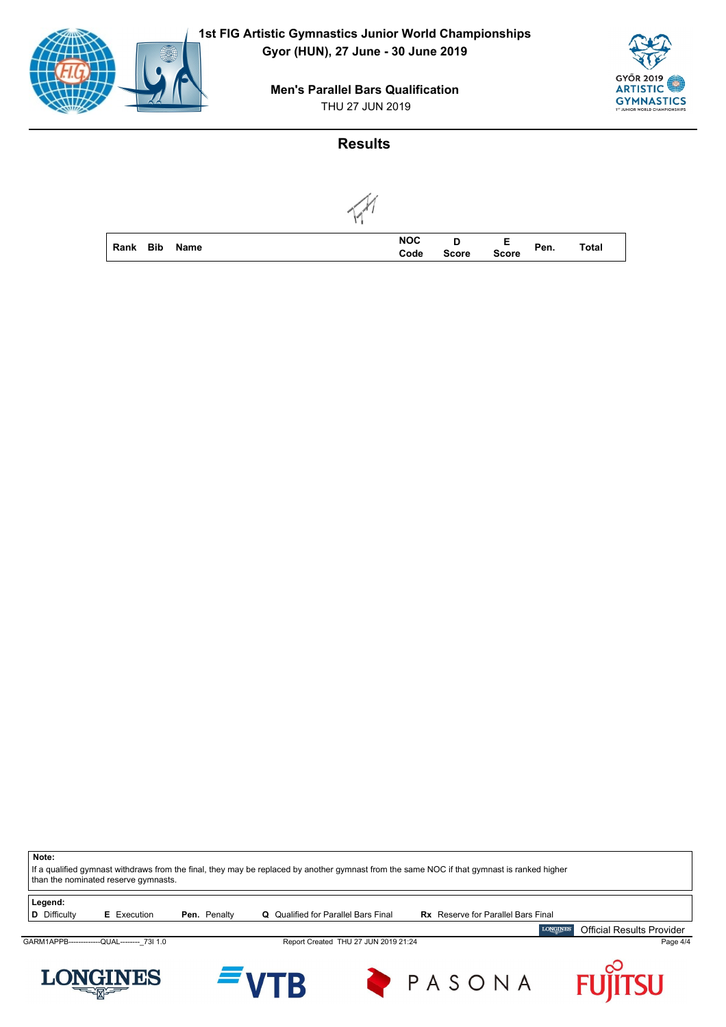# 1st FIG Artistic Gymnastics Junior World Championships

**Gyor (HUN), 27 June - 30 June 2019**

**Men's Parallel Bars Qualification**

THU 27 JUN 2019

## Results

| Rank | Bib | Name | NOC Code | D Score | E Score | Pen. | Total |
|---|---|---|---|---|---|---|---|

**Note:**
If a qualified gymnast withdraws from the final, they may be replaced by another gymnast from the same NOC if that gymnast is ranked higher than the nominated reserve gymnasts.

**Legend:**
**D** Difficulty **E** Execution **Pen.** Penalty **Q** Qualified for Parallel Bars Final **Rx** Reserve for Parallel Bars Final

Official Results Provider

GARM1APPB-------------QUAL--------_73I 1.0 Report Created THU 27 JUN 2019 21:24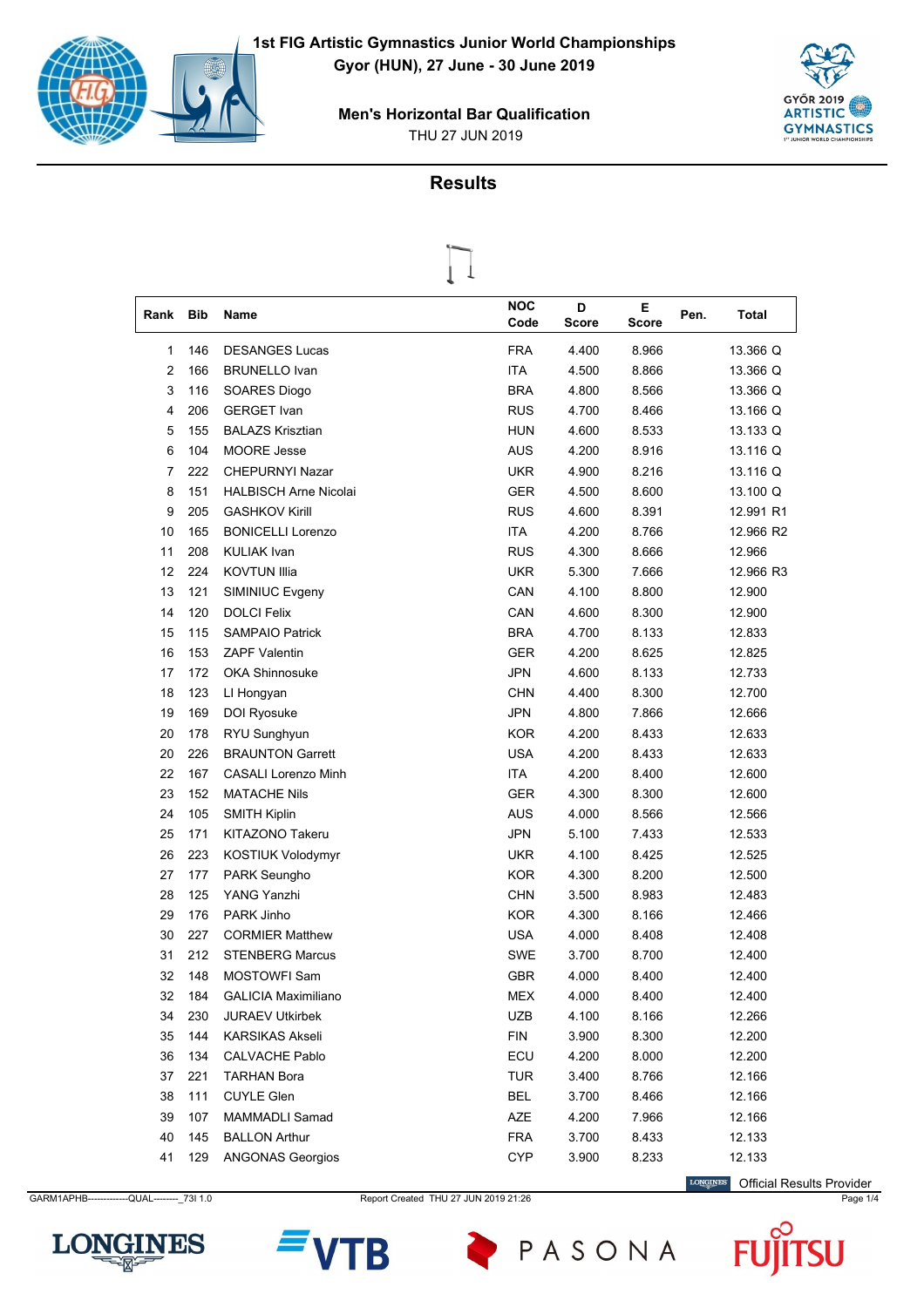# 1st FIG Artistic Gymnastics Junior World Championships

**Gyor (HUN), 27 June - 30 June 2019**

**Men's Horizontal Bar Qualification**

THU 27 JUN 2019

## Results

| Rank | Bib | Name | NOC Code | D Score | E Score | Pen. | Total |
|---|---|---|---|---|---|---|---|
| 1 | 146 | DESANGES Lucas | FRA | 4.400 | 8.966 | | 13.366 Q |
| 2 | 166 | BRUNELLO Ivan | ITA | 4.500 | 8.866 | | 13.366 Q |
| 3 | 116 | SOARES Diogo | BRA | 4.800 | 8.566 | | 13.366 Q |
| 4 | 206 | GERGET Ivan | RUS | 4.700 | 8.466 | | 13.166 Q |
| 5 | 155 | BALAZS Krisztian | HUN | 4.600 | 8.533 | | 13.133 Q |
| 6 | 104 | MOORE Jesse | AUS | 4.200 | 8.916 | | 13.116 Q |
| 7 | 222 | CHEPURNYI Nazar | UKR | 4.900 | 8.216 | | 13.116 Q |
| 8 | 151 | HALBISCH Arne Nicolai | GER | 4.500 | 8.600 | | 13.100 Q |
| 9 | 205 | GASHKOV Kirill | RUS | 4.600 | 8.391 | | 12.991 R1 |
| 10 | 165 | BONICELLI Lorenzo | ITA | 4.200 | 8.766 | | 12.966 R2 |
| 11 | 208 | KULIAK Ivan | RUS | 4.300 | 8.666 | | 12.966 |
| 12 | 224 | KOVTUN Illia | UKR | 5.300 | 7.666 | | 12.966 R3 |
| 13 | 121 | SIMINIUC Evgeny | CAN | 4.100 | 8.800 | | 12.900 |
| 14 | 120 | DOLCI Felix | CAN | 4.600 | 8.300 | | 12.900 |
| 15 | 115 | SAMPAIO Patrick | BRA | 4.700 | 8.133 | | 12.833 |
| 16 | 153 | ZAPF Valentin | GER | 4.200 | 8.625 | | 12.825 |
| 17 | 172 | OKA Shinnosuke | JPN | 4.600 | 8.133 | | 12.733 |
| 18 | 123 | LI Hongyan | CHN | 4.400 | 8.300 | | 12.700 |
| 19 | 169 | DOI Ryosuke | JPN | 4.800 | 7.866 | | 12.666 |
| 20 | 178 | RYU Sunghyun | KOR | 4.200 | 8.433 | | 12.633 |
| 20 | 226 | BRAUNTON Garrett | USA | 4.200 | 8.433 | | 12.633 |
| 22 | 167 | CASALI Lorenzo Minh | ITA | 4.200 | 8.400 | | 12.600 |
| 23 | 152 | MATACHE Nils | GER | 4.300 | 8.300 | | 12.600 |
| 24 | 105 | SMITH Kiplin | AUS | 4.000 | 8.566 | | 12.566 |
| 25 | 171 | KITAZONO Takeru | JPN | 5.100 | 7.433 | | 12.533 |
| 26 | 223 | KOSTIUK Volodymyr | UKR | 4.100 | 8.425 | | 12.525 |
| 27 | 177 | PARK Seungho | KOR | 4.300 | 8.200 | | 12.500 |
| 28 | 125 | YANG Yanzhi | CHN | 3.500 | 8.983 | | 12.483 |
| 29 | 176 | PARK Jinho | KOR | 4.300 | 8.166 | | 12.466 |
| 30 | 227 | CORMIER Matthew | USA | 4.000 | 8.408 | | 12.408 |
| 31 | 212 | STENBERG Marcus | SWE | 3.700 | 8.700 | | 12.400 |
| 32 | 148 | MOSTOWFI Sam | GBR | 4.000 | 8.400 | | 12.400 |
| 32 | 184 | GALICIA Maximiliano | MEX | 4.000 | 8.400 | | 12.400 |
| 34 | 230 | JURAEV Utkirbek | UZB | 4.100 | 8.166 | | 12.266 |
| 35 | 144 | KARSIKAS Akseli | FIN | 3.900 | 8.300 | | 12.200 |
| 36 | 134 | CALVACHE Pablo | ECU | 4.200 | 8.000 | | 12.200 |
| 37 | 221 | TARHAN Bora | TUR | 3.400 | 8.766 | | 12.166 |
| 38 | 111 | CUYLE Glen | BEL | 3.700 | 8.466 | | 12.166 |
| 39 | 107 | MAMMADLI Samad | AZE | 4.200 | 7.966 | | 12.166 |
| 40 | 145 | BALLON Arthur | FRA | 3.700 | 8.433 | | 12.133 |
| 41 | 129 | ANGONAS Georgios | CYP | 3.900 | 8.233 | | 12.133 |

Official Results Provider

GARM1APHB-------------QUAL--------_73I 1.0 Report Created THU 27 JUN 2019 21:26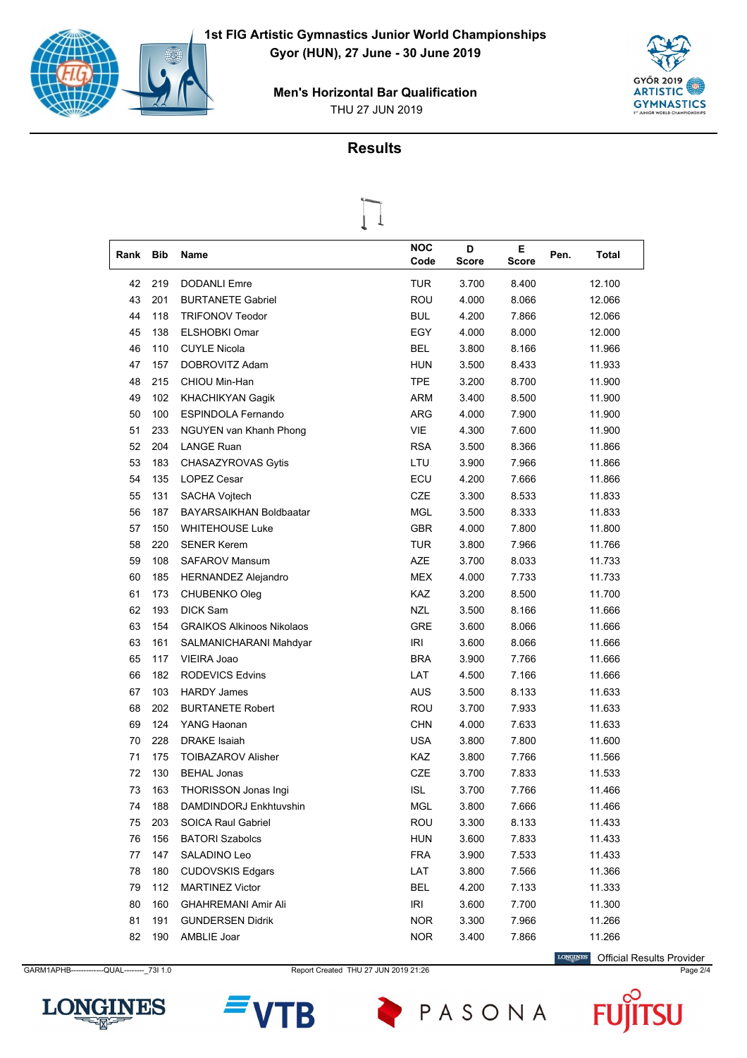# 1st FIG Artistic Gymnastics Junior World Championships

**Gyor (HUN), 27 June - 30 June 2019**

**Men's Horizontal Bar Qualification**

THU 27 JUN 2019

## Results

| Rank | Bib | Name | NOC Code | D Score | E Score | Pen. | Total |
|---|---|---|---|---|---|---|---|
| 42 | 219 | DODANLI Emre | TUR | 3.700 | 8.400 | | 12.100 |
| 43 | 201 | BURTANETE Gabriel | ROU | 4.000 | 8.066 | | 12.066 |
| 44 | 118 | TRIFONOV Teodor | BUL | 4.200 | 7.866 | | 12.066 |
| 45 | 138 | ELSHOBKI Omar | EGY | 4.000 | 8.000 | | 12.000 |
| 46 | 110 | CUYLE Nicola | BEL | 3.800 | 8.166 | | 11.966 |
| 47 | 157 | DOBROVITZ Adam | HUN | 3.500 | 8.433 | | 11.933 |
| 48 | 215 | CHIOU Min-Han | TPE | 3.200 | 8.700 | | 11.900 |
| 49 | 102 | KHACHIKYAN Gagik | ARM | 3.400 | 8.500 | | 11.900 |
| 50 | 100 | ESPINDOLA Fernando | ARG | 4.000 | 7.900 | | 11.900 |
| 51 | 233 | NGUYEN van Khanh Phong | VIE | 4.300 | 7.600 | | 11.900 |
| 52 | 204 | LANGE Ruan | RSA | 3.500 | 8.366 | | 11.866 |
| 53 | 183 | CHASAZYROVAS Gytis | LTU | 3.900 | 7.966 | | 11.866 |
| 54 | 135 | LOPEZ Cesar | ECU | 4.200 | 7.666 | | 11.866 |
| 55 | 131 | SACHA Vojtech | CZE | 3.300 | 8.533 | | 11.833 |
| 56 | 187 | BAYARSAIKHAN Boldbaatar | MGL | 3.500 | 8.333 | | 11.833 |
| 57 | 150 | WHITEHOUSE Luke | GBR | 4.000 | 7.800 | | 11.800 |
| 58 | 220 | SENER Kerem | TUR | 3.800 | 7.966 | | 11.766 |
| 59 | 108 | SAFAROV Mansum | AZE | 3.700 | 8.033 | | 11.733 |
| 60 | 185 | HERNANDEZ Alejandro | MEX | 4.000 | 7.733 | | 11.733 |
| 61 | 173 | CHUBENKO Oleg | KAZ | 3.200 | 8.500 | | 11.700 |
| 62 | 193 | DICK Sam | NZL | 3.500 | 8.166 | | 11.666 |
| 63 | 154 | GRAIKOS Alkinoos Nikolaos | GRE | 3.600 | 8.066 | | 11.666 |
| 63 | 161 | SALMANICHARANI Mahdyar | IRI | 3.600 | 8.066 | | 11.666 |
| 65 | 117 | VIEIRA Joao | BRA | 3.900 | 7.766 | | 11.666 |
| 66 | 182 | RODEVICS Edvins | LAT | 4.500 | 7.166 | | 11.666 |
| 67 | 103 | HARDY James | AUS | 3.500 | 8.133 | | 11.633 |
| 68 | 202 | BURTANETE Robert | ROU | 3.700 | 7.933 | | 11.633 |
| 69 | 124 | YANG Haonan | CHN | 4.000 | 7.633 | | 11.633 |
| 70 | 228 | DRAKE Isaiah | USA | 3.800 | 7.800 | | 11.600 |
| 71 | 175 | TOIBAZAROV Alisher | KAZ | 3.800 | 7.766 | | 11.566 |
| 72 | 130 | BEHAL Jonas | CZE | 3.700 | 7.833 | | 11.533 |
| 73 | 163 | THORISSON Jonas Ingi | ISL | 3.700 | 7.766 | | 11.466 |
| 74 | 188 | DAMDINDORJ Enkhtuvshin | MGL | 3.800 | 7.666 | | 11.466 |
| 75 | 203 | SOICA Raul Gabriel | ROU | 3.300 | 8.133 | | 11.433 |
| 76 | 156 | BATORI Szabolcs | HUN | 3.600 | 7.833 | | 11.433 |
| 77 | 147 | SALADINO Leo | FRA | 3.900 | 7.533 | | 11.433 |
| 78 | 180 | CUDOVSKIS Edgars | LAT | 3.800 | 7.566 | | 11.366 |
| 79 | 112 | MARTINEZ Victor | BEL | 4.200 | 7.133 | | 11.333 |
| 80 | 160 | GHAHREMANI Amir Ali | IRI | 3.600 | 7.700 | | 11.300 |
| 81 | 191 | GUNDERSEN Didrik | NOR | 3.300 | 7.966 | | 11.266 |
| 82 | 190 | AMBLIE Joar | NOR | 3.400 | 7.866 | | 11.266 |

Official Results Provider

GARM1APHB-------------QUAL--------_73I 1.0 Report Created THU 27 JUN 2019 21:26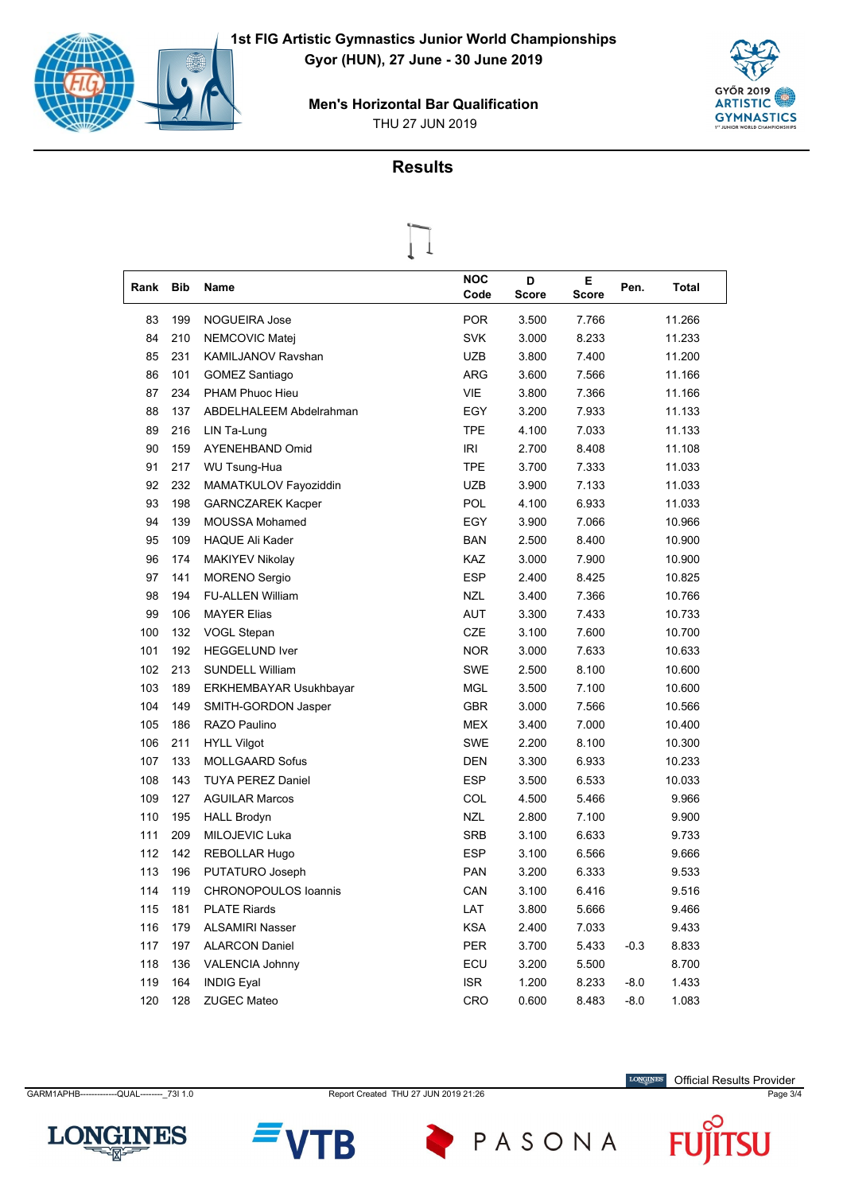# 1st FIG Artistic Gymnastics Junior World Championships

**Gyor (HUN), 27 June - 30 June 2019**

**Men's Horizontal Bar Qualification**

THU 27 JUN 2019

## Results

| Rank | Bib | Name | NOC Code | D Score | E Score | Pen. | Total |
|---|---|---|---|---|---|---|---|
| 83 | 199 | NOGUEIRA Jose | POR | 3.500 | 7.766 | | 11.266 |
| 84 | 210 | NEMCOVIC Matej | SVK | 3.000 | 8.233 | | 11.233 |
| 85 | 231 | KAMILJANOV Ravshan | UZB | 3.800 | 7.400 | | 11.200 |
| 86 | 101 | GOMEZ Santiago | ARG | 3.600 | 7.566 | | 11.166 |
| 87 | 234 | PHAM Phuoc Hieu | VIE | 3.800 | 7.366 | | 11.166 |
| 88 | 137 | ABDELHALEEM Abdelrahman | EGY | 3.200 | 7.933 | | 11.133 |
| 89 | 216 | LIN Ta-Lung | TPE | 4.100 | 7.033 | | 11.133 |
| 90 | 159 | AYENEHBAND Omid | IRI | 2.700 | 8.408 | | 11.108 |
| 91 | 217 | WU Tsung-Hua | TPE | 3.700 | 7.333 | | 11.033 |
| 92 | 232 | MAMATKULOV Fayoziddin | UZB | 3.900 | 7.133 | | 11.033 |
| 93 | 198 | GARNCZAREK Kacper | POL | 4.100 | 6.933 | | 11.033 |
| 94 | 139 | MOUSSA Mohamed | EGY | 3.900 | 7.066 | | 10.966 |
| 95 | 109 | HAQUE Ali Kader | BAN | 2.500 | 8.400 | | 10.900 |
| 96 | 174 | MAKIYEV Nikolay | KAZ | 3.000 | 7.900 | | 10.900 |
| 97 | 141 | MORENO Sergio | ESP | 2.400 | 8.425 | | 10.825 |
| 98 | 194 | FU-ALLEN William | NZL | 3.400 | 7.366 | | 10.766 |
| 99 | 106 | MAYER Elias | AUT | 3.300 | 7.433 | | 10.733 |
| 100 | 132 | VOGL Stepan | CZE | 3.100 | 7.600 | | 10.700 |
| 101 | 192 | HEGGELUND Iver | NOR | 3.000 | 7.633 | | 10.633 |
| 102 | 213 | SUNDELL William | SWE | 2.500 | 8.100 | | 10.600 |
| 103 | 189 | ERKHEMBAYAR Usukhbayar | MGL | 3.500 | 7.100 | | 10.600 |
| 104 | 149 | SMITH-GORDON Jasper | GBR | 3.000 | 7.566 | | 10.566 |
| 105 | 186 | RAZO Paulino | MEX | 3.400 | 7.000 | | 10.400 |
| 106 | 211 | HYLL Vilgot | SWE | 2.200 | 8.100 | | 10.300 |
| 107 | 133 | MOLLGAARD Sofus | DEN | 3.300 | 6.933 | | 10.233 |
| 108 | 143 | TUYA PEREZ Daniel | ESP | 3.500 | 6.533 | | 10.033 |
| 109 | 127 | AGUILAR Marcos | COL | 4.500 | 5.466 | | 9.966 |
| 110 | 195 | HALL Brodyn | NZL | 2.800 | 7.100 | | 9.900 |
| 111 | 209 | MILOJEVIC Luka | SRB | 3.100 | 6.633 | | 9.733 |
| 112 | 142 | REBOLLAR Hugo | ESP | 3.100 | 6.566 | | 9.666 |
| 113 | 196 | PUTATURO Joseph | PAN | 3.200 | 6.333 | | 9.533 |
| 114 | 119 | CHRONOPOULOS Ioannis | CAN | 3.100 | 6.416 | | 9.516 |
| 115 | 181 | PLATE Riards | LAT | 3.800 | 5.666 | | 9.466 |
| 116 | 179 | ALSAMIRI Nasser | KSA | 2.400 | 7.033 | | 9.433 |
| 117 | 197 | ALARCON Daniel | PER | 3.700 | 5.433 | -0.3 | 8.833 |
| 118 | 136 | VALENCIA Johnny | ECU | 3.200 | 5.500 | | 8.700 |
| 119 | 164 | INDIG Eyal | ISR | 1.200 | 8.233 | -8.0 | 1.433 |
| 120 | 128 | ZUGEC Mateo | CRO | 0.600 | 8.483 | -8.0 | 1.083 |

GARM1APHB-------------QUAL--------_73I 1.0 Report Created THU 27 JUN 2019 21:26

Official Results Provider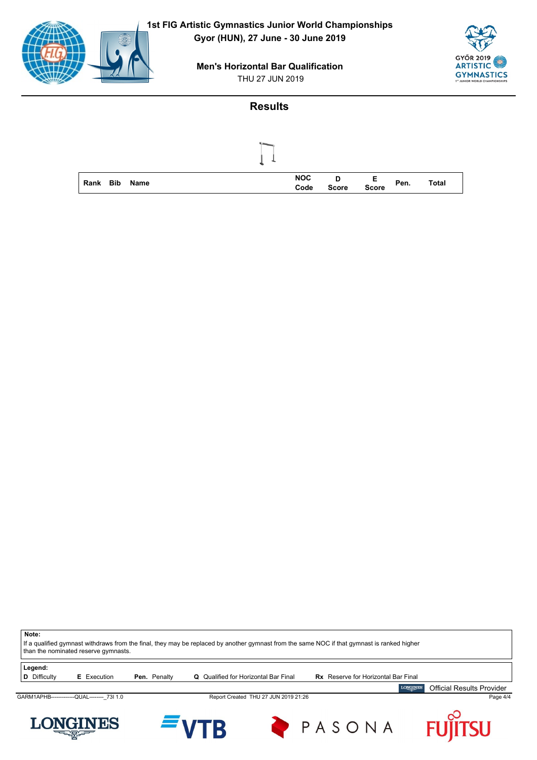# 1st FIG Artistic Gymnastics Junior World Championships

Gyor (HUN), 27 June - 30 June 2019

## Men's Horizontal Bar Qualification

THU 27 JUN 2019

## Results

| Rank | Bib | Name | NOC Code | D Score | E Score | Pen. | Total |
|---|---|---|---|---|---|---|---|

**Note:**
If a qualified gymnast withdraws from the final, they may be replaced by another gymnast from the same NOC if that gymnast is ranked higher than the nominated reserve gymnasts.

**Legend:**
**D** Difficulty **E** Execution **Pen.** Penalty **Q** Qualified for Horizontal Bar Final **Rx** Reserve for Horizontal Bar Final

Official Results Provider

GARM1APHB-------------QUAL--------_73I 1.0 Report Created THU 27 JUN 2019 21:26